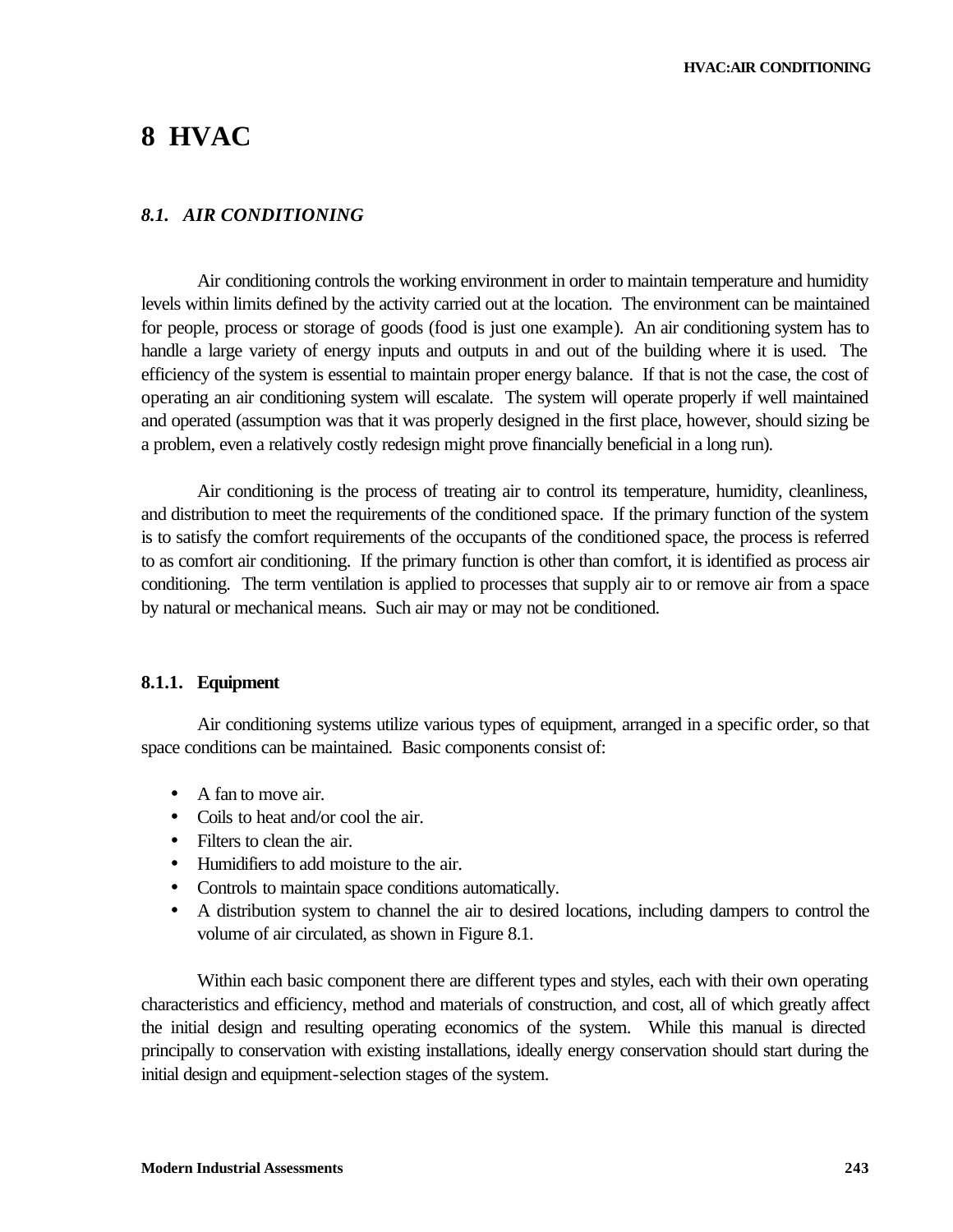# 8 HVAC

## *8.1. AIR CONDITIONING*

Air conditioning controls the working environment in order to maintain temperature and humidity levels within limits defined by the activity carried out at the location. The environment can be maintained for people, process or storage of goods (food is just one example). An air conditioning system has to handle a large variety of energy inputs and outputs in and out of the building where it is used. The efficiency of the system is essential to maintain proper energy balance. If that is not the case, the cost of operating an air conditioning system will escalate. The system will operate properly if well maintained and operated (assumption was that it was properly designed in the first place, however, should sizing be a problem, even a relatively costly redesign might prove financially beneficial in a long run).

Air conditioning is the process of treating air to control its temperature, humidity, cleanliness, and distribution to meet the requirements of the conditioned space. If the primary function of the system is to satisfy the comfort requirements of the occupants of the conditioned space, the process is referred to as comfort air conditioning. If the primary function is other than comfort, it is identified as process air conditioning. The term ventilation is applied to processes that supply air to or remove air from a space by natural or mechanical means. Such air may or may not be conditioned.

### 8.1.1. Equipment

Air conditioning systems utilize various types of equipment, arranged in a specific order, so that space conditions can be maintained. Basic components consist of:

- A fan to move air.
- Coils to heat and/or cool the air.
- Filters to clean the air.
- Humidifiers to add moisture to the air.
- Controls to maintain space conditions automatically.
- A distribution system to channel the air to desired locations, including dampers to control the volume of air circulated, as shown in Figure 8.1.

Within each basic component there are different types and styles, each with their own operating characteristics and efficiency, method and materials of construction, and cost, all of which greatly affect the initial design and resulting operating economics of the system. While this manual is directed principally to conservation with existing installations, ideally energy conservation should start during the initial design and equipment-selection stages of the system.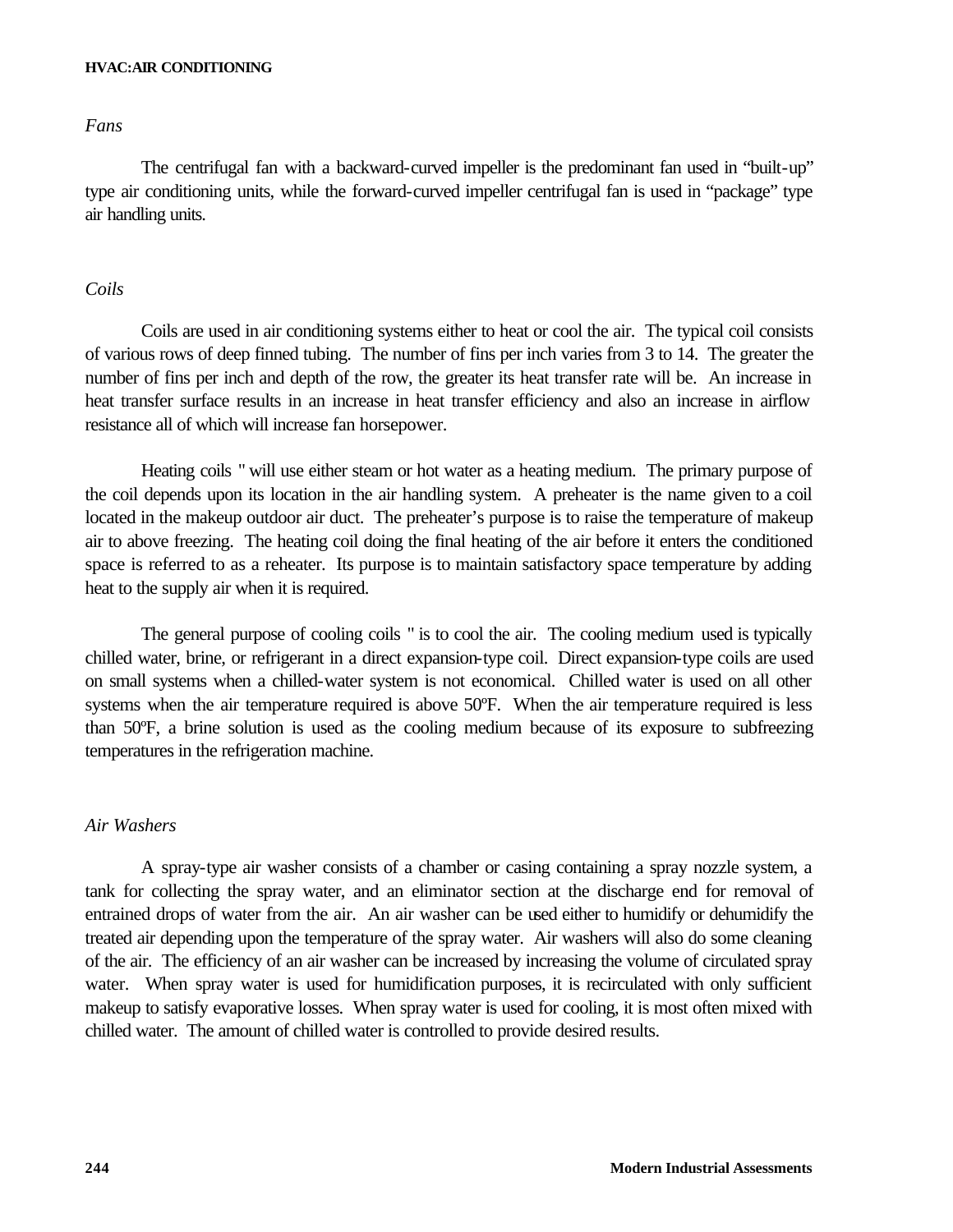### *Fans*

The centrifugal fan with a backward-curved impeller is the predominant fan used in "built-up" type air conditioning units, while the forward-curved impeller centrifugal fan is used in "package" type air handling units.

### *Coils*

Coils are used in air conditioning systems either to heat or cool the air. The typical coil consists of various rows of deep finned tubing. The number of fins per inch varies from 3 to 14. The greater the number of fins per inch and depth of the row, the greater its heat transfer rate will be. An increase in heat transfer surface results in an increase in heat transfer efficiency and also an increase in airflow resistance all of which will increase fan horsepower.

Heating coils " will use either steam or hot water as a heating medium. The primary purpose of the coil depends upon its location in the air handling system. A preheater is the name given to a coil located in the makeup outdoor air duct. The preheater's purpose is to raise the temperature of makeup air to above freezing. The heating coil doing the final heating of the air before it enters the conditioned space is referred to as a reheater. Its purpose is to maintain satisfactory space temperature by adding heat to the supply air when it is required.

The general purpose of cooling coils " is to cool the air. The cooling medium used is typically chilled water, brine, or refrigerant in a direct expansion-type coil. Direct expansion-type coils are used on small systems when a chilled-water system is not economical. Chilled water is used on all other systems when the air temperature required is above 50ºF. When the air temperature required is less than 50ºF, a brine solution is used as the cooling medium because of its exposure to subfreezing temperatures in the refrigeration machine.

### *Air Washers*

A spray-type air washer consists of a chamber or casing containing a spray nozzle system, a tank for collecting the spray water, and an eliminator section at the discharge end for removal of entrained drops of water from the air. An air washer can be used either to humidify or dehumidify the treated air depending upon the temperature of the spray water. Air washers will also do some cleaning of the air. The efficiency of an air washer can be increased by increasing the volume of circulated spray water. When spray water is used for humidification purposes, it is recirculated with only sufficient makeup to satisfy evaporative losses. When spray water is used for cooling, it is most often mixed with chilled water. The amount of chilled water is controlled to provide desired results.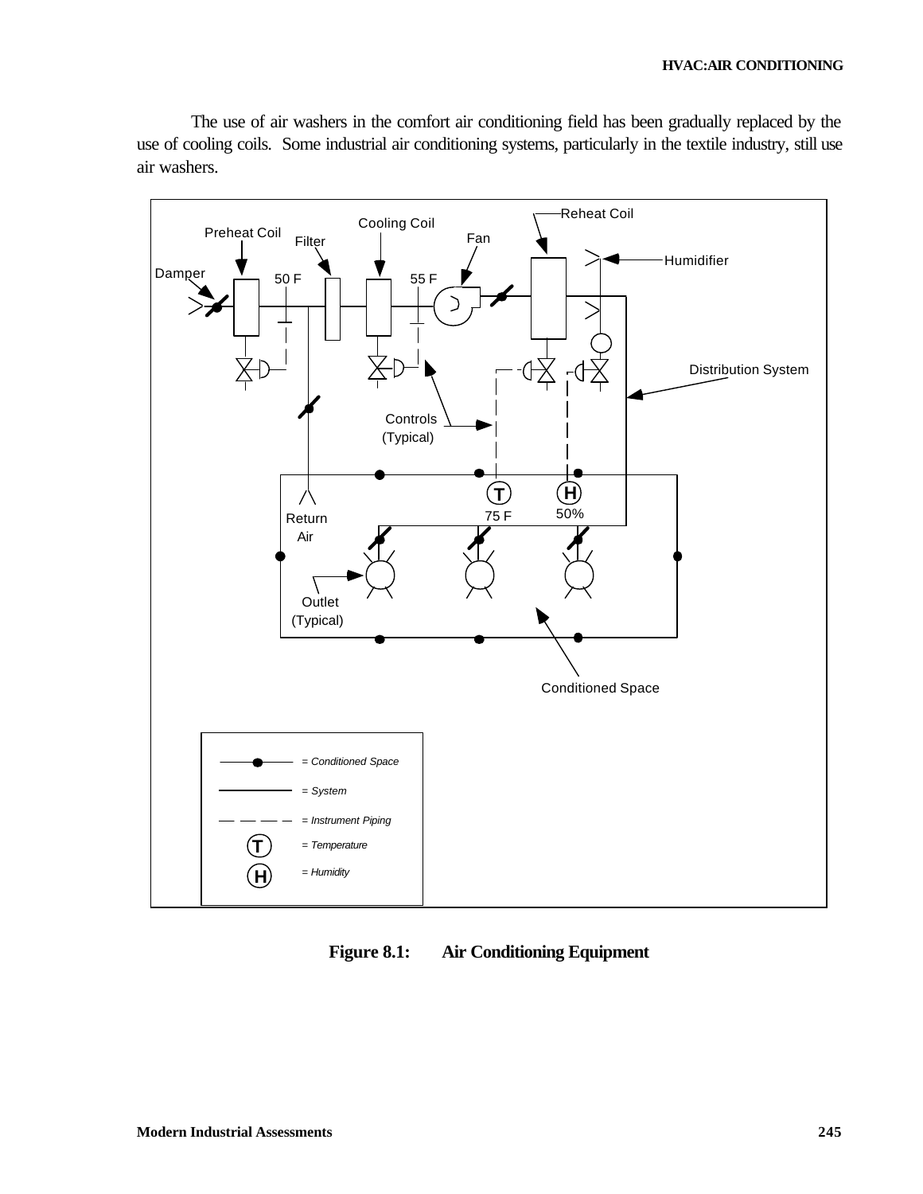The use of air washers in the comfort air conditioning field has been gradually replaced by the use of cooling coils. Some industrial air conditioning systems, particularly in the textile industry, still use air washers.

**Figure 8.1: Air Conditioning Equipment**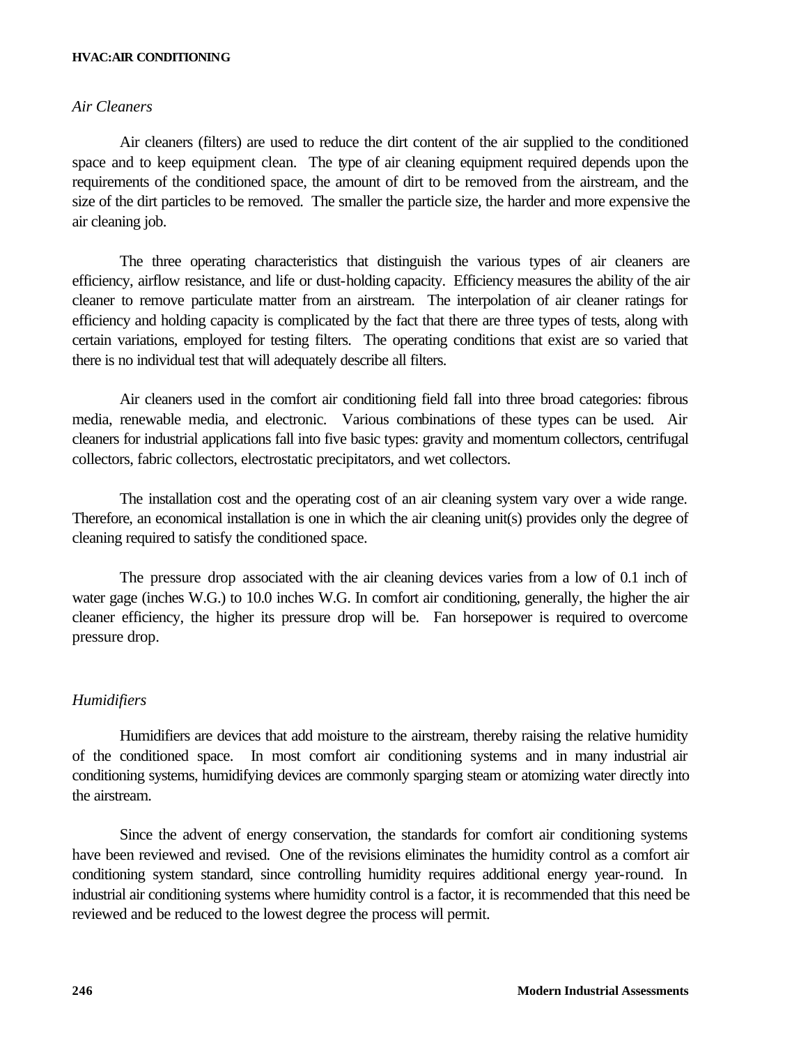### *Air Cleaners*

Air cleaners (filters) are used to reduce the dirt content of the air supplied to the conditioned space and to keep equipment clean. The type of air cleaning equipment required depends upon the requirements of the conditioned space, the amount of dirt to be removed from the airstream, and the size of the dirt particles to be removed. The smaller the particle size, the harder and more expensive the air cleaning job.

The three operating characteristics that distinguish the various types of air cleaners are efficiency, airflow resistance, and life or dust-holding capacity. Efficiency measures the ability of the air cleaner to remove particulate matter from an airstream. The interpolation of air cleaner ratings for efficiency and holding capacity is complicated by the fact that there are three types of tests, along with certain variations, employed for testing filters. The operating conditions that exist are so varied that there is no individual test that will adequately describe all filters.

Air cleaners used in the comfort air conditioning field fall into three broad categories: fibrous media, renewable media, and electronic. Various combinations of these types can be used. Air cleaners for industrial applications fall into five basic types: gravity and momentum collectors, centrifugal collectors, fabric collectors, electrostatic precipitators, and wet collectors.

The installation cost and the operating cost of an air cleaning system vary over a wide range. Therefore, an economical installation is one in which the air cleaning unit(s) provides only the degree of cleaning required to satisfy the conditioned space.

The pressure drop associated with the air cleaning devices varies from a low of 0.1 inch of water gage (inches W.G.) to 10.0 inches W.G. In comfort air conditioning, generally, the higher the air cleaner efficiency, the higher its pressure drop will be. Fan horsepower is required to overcome pressure drop.

### *Humidifiers*

Humidifiers are devices that add moisture to the airstream, thereby raising the relative humidity of the conditioned space. In most comfort air conditioning systems and in many industrial air conditioning systems, humidifying devices are commonly sparging steam or atomizing water directly into the airstream.

Since the advent of energy conservation, the standards for comfort air conditioning systems have been reviewed and revised. One of the revisions eliminates the humidity control as a comfort air conditioning system standard, since controlling humidity requires additional energy year-round. In industrial air conditioning systems where humidity control is a factor, it is recommended that this need be reviewed and be reduced to the lowest degree the process will permit.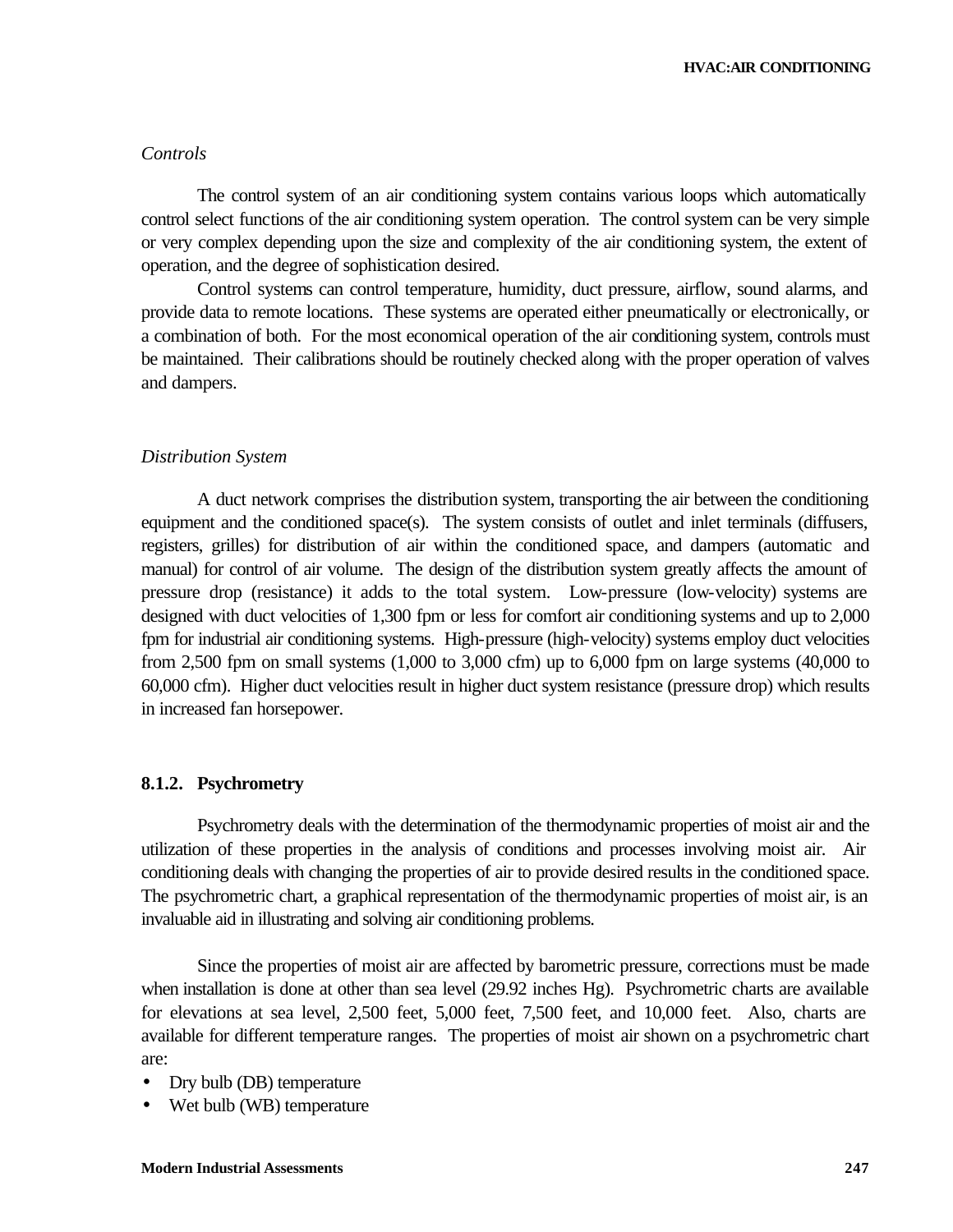*Controls*

The control system of an air conditioning system contains various loops which automatically control select functions of the air conditioning system operation. The control system can be very simple or very complex depending upon the size and complexity of the air conditioning system, the extent of operation, and the degree of sophistication desired.

Control systems can control temperature, humidity, duct pressure, airflow, sound alarms, and provide data to remote locations. These systems are operated either pneumatically or electronically, or a combination of both. For the most economical operation of the air conditioning system, controls must be maintained. Their calibrations should be routinely checked along with the proper operation of valves and dampers.

*Distribution System*

A duct network comprises the distribution system, transporting the air between the conditioning equipment and the conditioned space(s). The system consists of outlet and inlet terminals (diffusers, registers, grilles) for distribution of air within the conditioned space, and dampers (automatic and manual) for control of air volume. The design of the distribution system greatly affects the amount of pressure drop (resistance) it adds to the total system. Low-pressure (low-velocity) systems are designed with duct velocities of 1,300 fpm or less for comfort air conditioning systems and up to 2,000 fpm for industrial air conditioning systems. High-pressure (high-velocity) systems employ duct velocities from 2,500 fpm on small systems (1,000 to 3,000 cfm) up to 6,000 fpm on large systems (40,000 to 60,000 cfm). Higher duct velocities result in higher duct system resistance (pressure drop) which results in increased fan horsepower.

### 8.1.2. Psychrometry

Psychrometry deals with the determination of the thermodynamic properties of moist air and the utilization of these properties in the analysis of conditions and processes involving moist air. Air conditioning deals with changing the properties of air to provide desired results in the conditioned space. The psychrometric chart, a graphical representation of the thermodynamic properties of moist air, is an invaluable aid in illustrating and solving air conditioning problems.

Since the properties of moist air are affected by barometric pressure, corrections must be made when installation is done at other than sea level (29.92 inches Hg). Psychrometric charts are available for elevations at sea level, 2,500 feet, 5,000 feet, 7,500 feet, and 10,000 feet. Also, charts are available for different temperature ranges. The properties of moist air shown on a psychrometric chart are:

- Dry bulb (DB) temperature
- Wet bulb (WB) temperature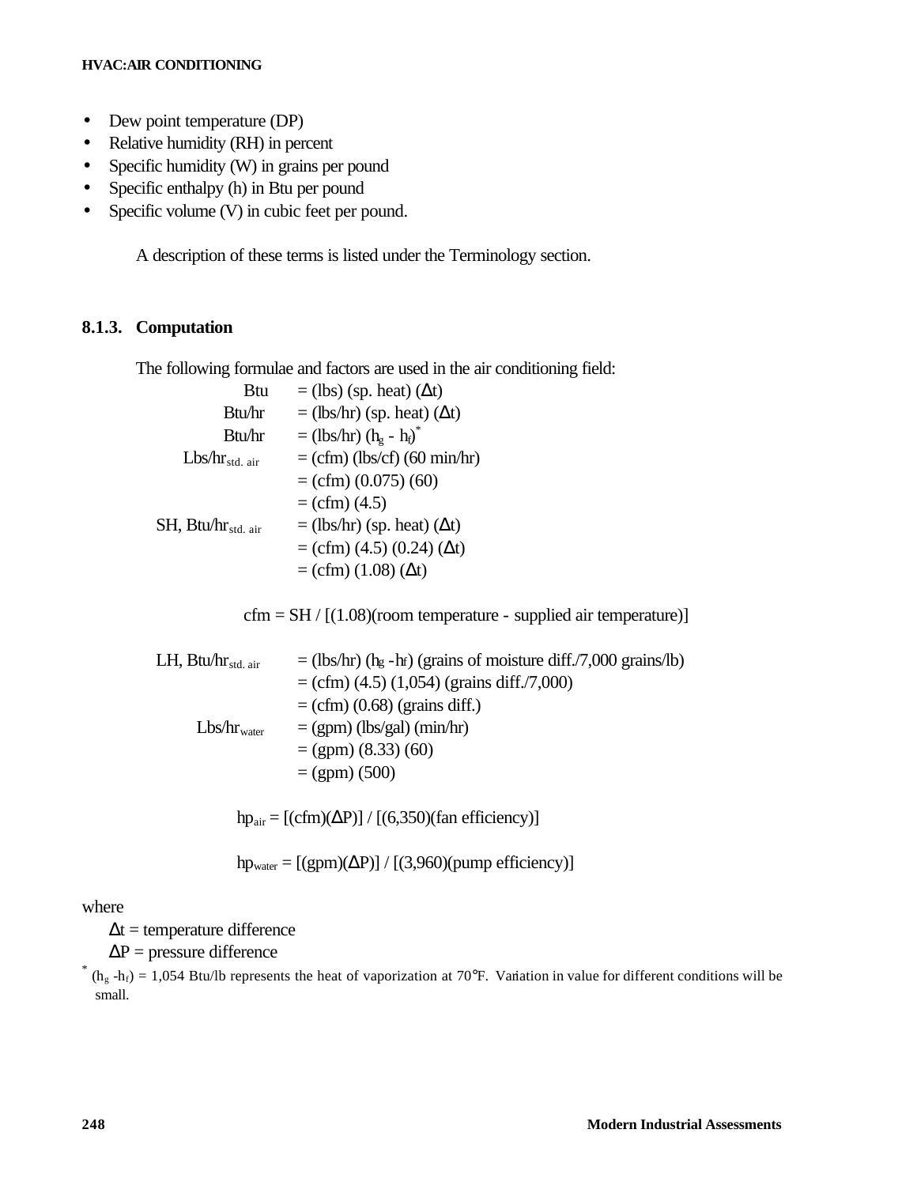- Dew point temperature (DP)
- Relative humidity (RH) in percent
- Specific humidity (W) in grains per pound
- Specific enthalpy (h) in Btu per pound
- Specific volume (V) in cubic feet per pound.

A description of these terms is listed under the Terminology section.

### 8.1.3. Computation

The following formulae and factors are used in the air conditioning field:

$$\text{Btu} = (\text{lbs})\,(\text{sp. heat})\,(\Delta t)$$

$$\text{Btu/hr} = (\text{lbs/hr})\,(\text{sp. heat})\,(\Delta t)$$

$$\text{Btu/hr} = (\text{lbs/hr})\,(h_g - h_f)^{*}$$

$$\begin{aligned}
\text{Lbs/hr}_{\text{std. air}} &= (\text{cfm})\,(\text{lbs/cf})\,(60\ \text{min/hr}) \\
&= (\text{cfm})\,(0.075)\,(60) \\
&= (\text{cfm})\,(4.5)
\end{aligned}$$

$$\begin{aligned}
\text{SH, Btu/hr}_{\text{std. air}} &= (\text{lbs/hr})\,(\text{sp. heat})\,(\Delta t) \\
&= (\text{cfm})\,(4.5)\,(0.24)\,(\Delta t) \\
&= (\text{cfm})\,(1.08)\,(\Delta t)
\end{aligned}$$

$$\text{cfm} = \text{SH} / [(1.08)(\text{room temperature} - \text{supplied air temperature})]$$

$$\begin{aligned}
\text{LH, Btu/hr}_{\text{std. air}} &= (\text{lbs/hr})\,(h_g - h_f)\,(\text{grains of moisture diff.}/7{,}000\ \text{grains/lb}) \\
&= (\text{cfm})\,(4.5)\,(1{,}054)\,(\text{grains diff.}/7{,}000) \\
&= (\text{cfm})\,(0.68)\,(\text{grains diff.})
\end{aligned}$$

$$\begin{aligned}
\text{Lbs/hr}_{\text{water}} &= (\text{gpm})\,(\text{lbs/gal})\,(\text{min/hr}) \\
&= (\text{gpm})\,(8.33)\,(60) \\
&= (\text{gpm})\,(500)
\end{aligned}$$

$$\text{hp}_{\text{air}} = [(\text{cfm})(\Delta P)] / [(6{,}350)(\text{fan efficiency})]$$

$$\text{hp}_{\text{water}} = [(\text{gpm})(\Delta P)] / [(3{,}960)(\text{pump efficiency})]$$

where

$\Delta t$ = temperature difference

$\Delta P$ = pressure difference

* $(h_g - h_f)$ = 1,054 Btu/lb represents the heat of vaporization at 70°F. Variation in value for different conditions will be small.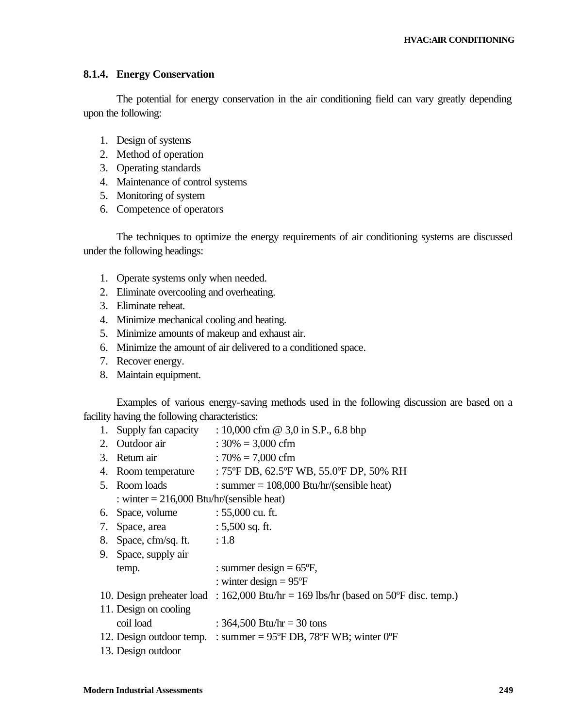### 8.1.4. Energy Conservation

The potential for energy conservation in the air conditioning field can vary greatly depending upon the following:

1. Design of systems
2. Method of operation
3. Operating standards
4. Maintenance of control systems
5. Monitoring of system
6. Competence of operators

The techniques to optimize the energy requirements of air conditioning systems are discussed under the following headings:

1. Operate systems only when needed.
2. Eliminate overcooling and overheating.
3. Eliminate reheat.
4. Minimize mechanical cooling and heating.
5. Minimize amounts of makeup and exhaust air.
6. Minimize the amount of air delivered to a conditioned space.
7. Recover energy.
8. Maintain equipment.

Examples of various energy-saving methods used in the following discussion are based on a facility having the following characteristics:

1. Supply fan capacity : 10,000 cfm @ 3,0 in S.P., 6.8 bhp
2. Outdoor air : 30% = 3,000 cfm
3. Return air : 70% = 7,000 cfm
4. Room temperature : 75ºF DB, 62.5ºF WB, 55.0ºF DP, 50% RH
5. Room loads : summer = 108,000 Btu/hr/(sensible heat)
   : winter = 216,000 Btu/hr/(sensible heat)
6. Space, volume : 55,000 cu. ft.
7. Space, area : 5,500 sq. ft.
8. Space, cfm/sq. ft. : 1.8
9. Space, supply air temp. : summer design = 65ºF,
   : winter design = 95ºF
10. Design preheater load : 162,000 Btu/hr = 169 lbs/hr (based on 50ºF disc. temp.)
11. Design on cooling coil load : 364,500 Btu/hr = 30 tons
12. Design outdoor temp. : summer = 95ºF DB, 78ºF WB; winter 0ºF
13. Design outdoor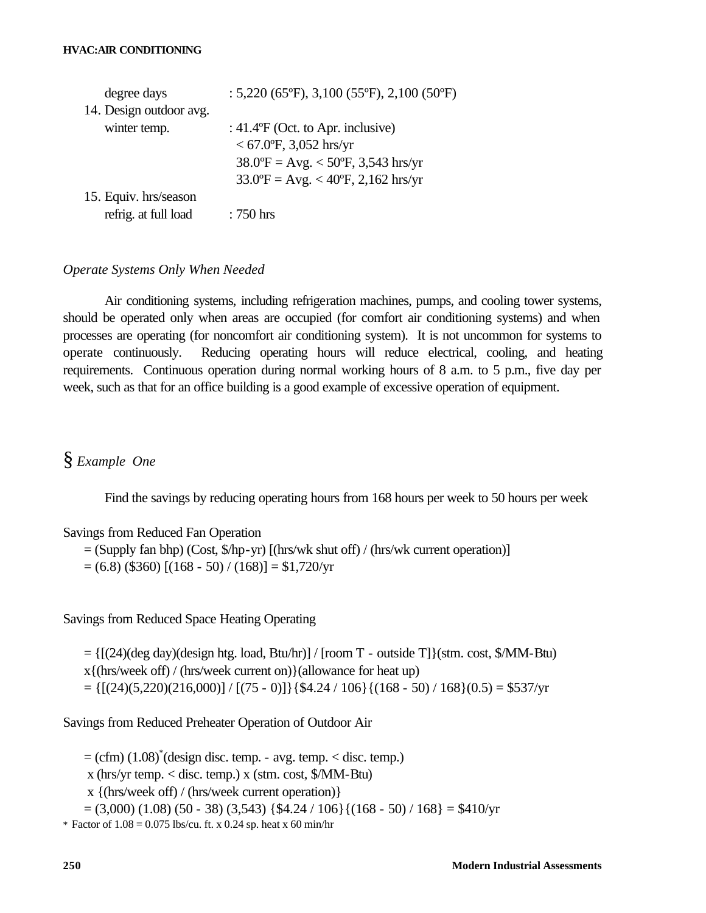| | |
|---|---|
| degree days | : 5,220 (65ºF), 3,100 (55ºF), 2,100 (50ºF) |
| 14. Design outdoor avg. winter temp. | : 41.4ºF (Oct. to Apr. inclusive) |
| | < 67.0ºF, 3,052 hrs/yr |
| | 38.0ºF = Avg. < 50ºF, 3,543 hrs/yr |
| | 33.0ºF = Avg. < 40ºF, 2,162 hrs/yr |
| 15. Equiv. hrs/season refrig. at full load | : 750 hrs |

*Operate Systems Only When Needed*

Air conditioning systems, including refrigeration machines, pumps, and cooling tower systems, should be operated only when areas are occupied (for comfort air conditioning systems) and when processes are operating (for noncomfort air conditioning system). It is not uncommon for systems to operate continuously. Reducing operating hours will reduce electrical, cooling, and heating requirements. Continuous operation during normal working hours of 8 a.m. to 5 p.m., five day per week, such as that for an office building is a good example of excessive operation of equipment.

### § *Example One*

Find the savings by reducing operating hours from 168 hours per week to 50 hours per week

Savings from Reduced Fan Operation

= (Supply fan bhp) (Cost, \$/hp-yr) [(hrs/wk shut off) / (hrs/wk current operation)]

= (6.8) (\$360) [(168 - 50) / (168)] = \$1,720/yr

Savings from Reduced Space Heating Operating

= {[(24)(deg day)(design htg. load, Btu/hr)] / [room T - outside T]}(stm. cost, \$/MM-Btu)

x{(hrs/week off) / (hrs/week current on)}(allowance for heat up)

= {[(24)(5,220)(216,000)] / [(75 - 0)]}{\$4.24 / 106}{(168 - 50) / 168}(0.5) = \$537/yr

Savings from Reduced Preheater Operation of Outdoor Air

= (cfm) (1.08)* (design disc. temp. - avg. temp. < disc. temp.)

x (hrs/yr temp. < disc. temp.) x (stm. cost, \$/MM-Btu)

x {(hrs/week off) / (hrs/week current operation)}

= (3,000) (1.08) (50 - 38) (3,543) {\$4.24 / 106}{(168 - 50) / 168} = \$410/yr

\* Factor of 1.08 = 0.075 lbs/cu. ft. x 0.24 sp. heat x 60 min/hr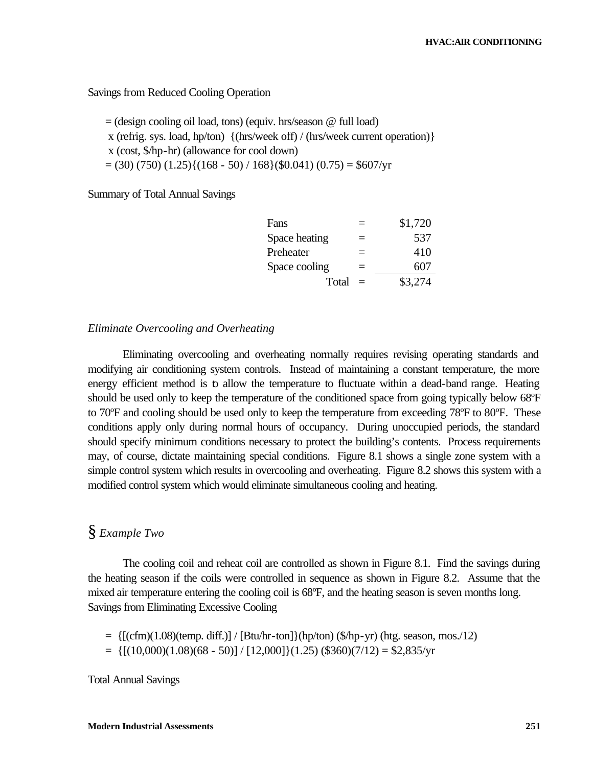Savings from Reduced Cooling Operation

= (design cooling oil load, tons) (equiv. hrs/season @ full load)
 x (refrig. sys. load, hp/ton) {(hrs/week off) / (hrs/week current operation)}
 x (cost, $/hp-hr) (allowance for cool down)
= (30) (750) (1.25){(168 - 50) / 168}($0.041) (0.75) = $607/yr

Summary of Total Annual Savings

| | | |
|---|---|---|
| Fans | = | $1,720 |
| Space heating | = | 537 |
| Preheater | = | 410 |
| Space cooling | = | 607 |
| Total | = | $3,274 |

### *Eliminate Overcooling and Overheating*

Eliminating overcooling and overheating normally requires revising operating standards and modifying air conditioning system controls. Instead of maintaining a constant temperature, the more energy efficient method is to allow the temperature to fluctuate within a dead-band range. Heating should be used only to keep the temperature of the conditioned space from going typically below 68ºF to 70ºF and cooling should be used only to keep the temperature from exceeding 78ºF to 80ºF. These conditions apply only during normal hours of occupancy. During unoccupied periods, the standard should specify minimum conditions necessary to protect the building's contents. Process requirements may, of course, dictate maintaining special conditions. Figure 8.1 shows a single zone system with a simple control system which results in overcooling and overheating. Figure 8.2 shows this system with a modified control system which would eliminate simultaneous cooling and heating.

### § *Example Two*

The cooling coil and reheat coil are controlled as shown in Figure 8.1. Find the savings during the heating season if the coils were controlled in sequence as shown in Figure 8.2. Assume that the mixed air temperature entering the cooling coil is 68ºF, and the heating season is seven months long.
Savings from Eliminating Excessive Cooling

= {[(cfm)(1.08)(temp. diff.)] / [Btu/hr-ton]}(hp/ton) ($/hp-yr) (htg. season, mos./12)
= {[(10,000)(1.08)(68 - 50)] / [12,000]}(1.25) ($360)(7/12) = $2,835/yr

Total Annual Savings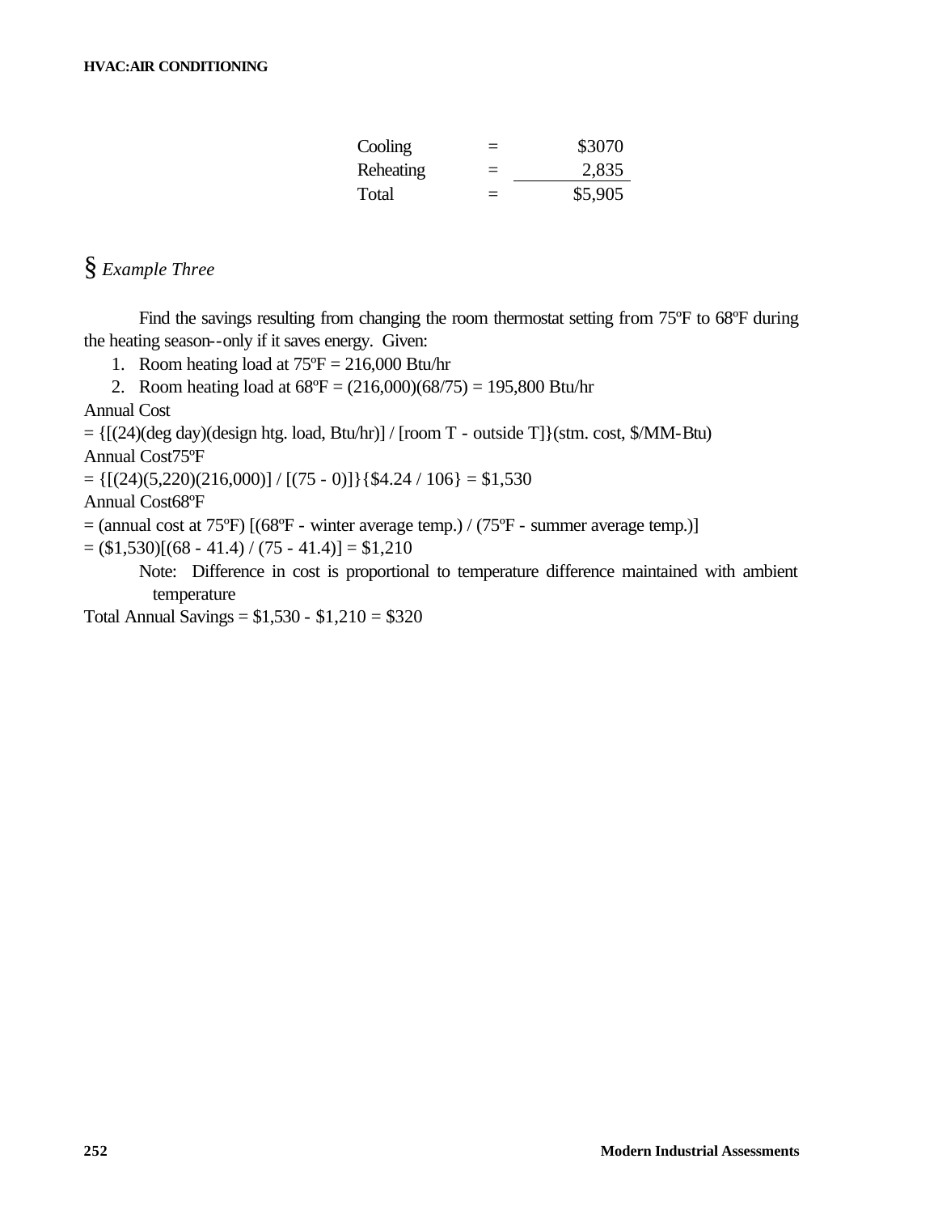| | | |
|---|---|---|
| Cooling | = | \$3070 |
| Reheating | = | 2,835 |
| Total | = | \$5,905 |

## § *Example Three*

Find the savings resulting from changing the room thermostat setting from 75ºF to 68ºF during the heating season--only if it saves energy. Given:

1. Room heating load at 75ºF = 216,000 Btu/hr
2. Room heating load at 68ºF = (216,000)(68/75) = 195,800 Btu/hr

Annual Cost

= {[(24)(deg day)(design htg. load, Btu/hr)] / [room T - outside T]}(stm. cost, \$/MM-Btu)

Annual Cost75ºF

= {[(24)(5,220)(216,000)] / [(75 - 0)]}{\$4.24 / 106} = \$1,530

Annual Cost68ºF

= (annual cost at 75ºF) [(68ºF - winter average temp.) / (75ºF - summer average temp.)]

= (\$1,530)[(68 - 41.4) / (75 - 41.4)] = \$1,210

Note: Difference in cost is proportional to temperature difference maintained with ambient temperature

Total Annual Savings = \$1,530 - \$1,210 = \$320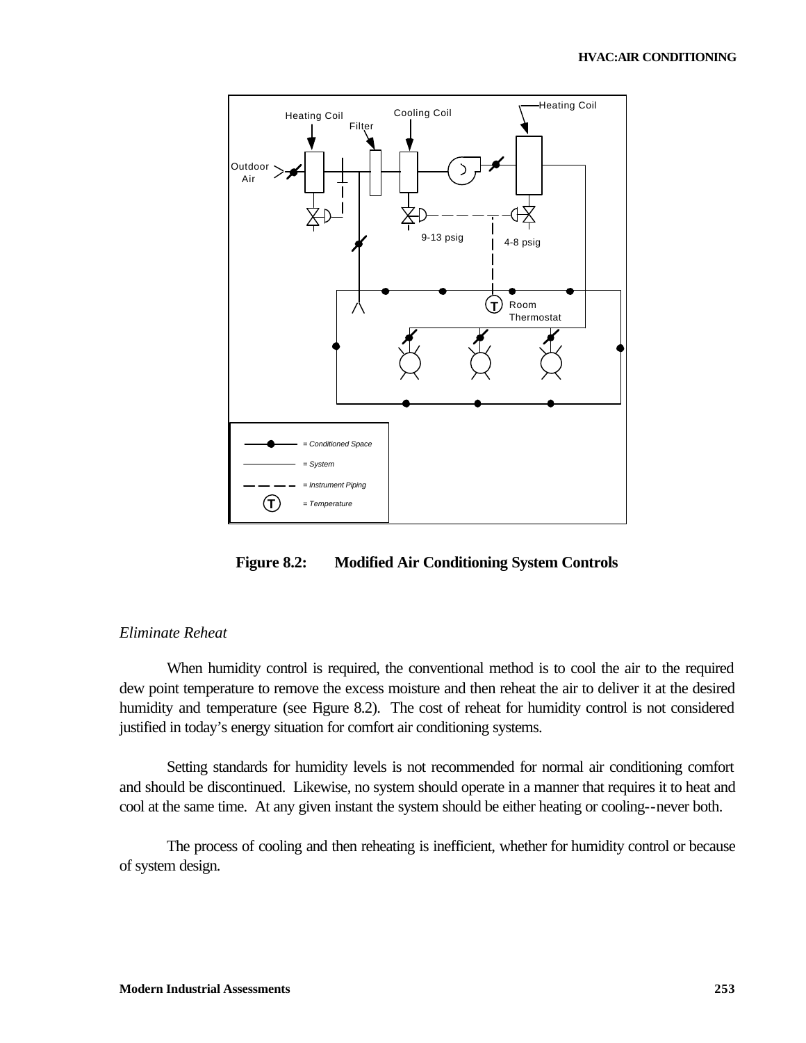Figure 8.2: Modified Air Conditioning System Controls

*Eliminate Reheat*

When humidity control is required, the conventional method is to cool the air to the required dew point temperature to remove the excess moisture and then reheat the air to deliver it at the desired humidity and temperature (see Figure 8.2). The cost of reheat for humidity control is not considered justified in today's energy situation for comfort air conditioning systems.

Setting standards for humidity levels is not recommended for normal air conditioning comfort and should be discontinued. Likewise, no system should operate in a manner that requires it to heat and cool at the same time. At any given instant the system should be either heating or cooling--never both.

The process of cooling and then reheating is inefficient, whether for humidity control or because of system design.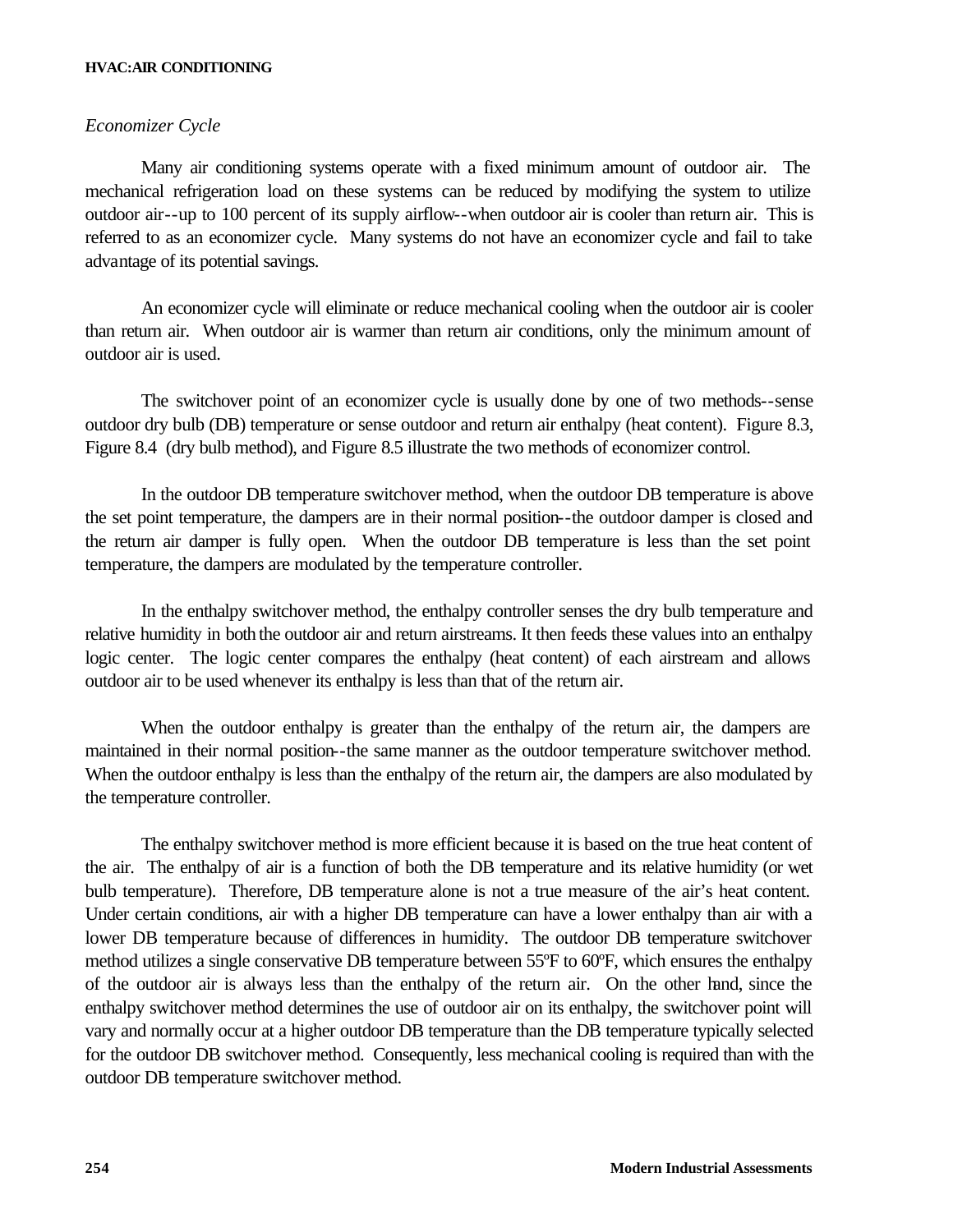*Economizer Cycle*

Many air conditioning systems operate with a fixed minimum amount of outdoor air. The mechanical refrigeration load on these systems can be reduced by modifying the system to utilize outdoor air--up to 100 percent of its supply airflow--when outdoor air is cooler than return air. This is referred to as an economizer cycle. Many systems do not have an economizer cycle and fail to take advantage of its potential savings.

An economizer cycle will eliminate or reduce mechanical cooling when the outdoor air is cooler than return air. When outdoor air is warmer than return air conditions, only the minimum amount of outdoor air is used.

The switchover point of an economizer cycle is usually done by one of two methods--sense outdoor dry bulb (DB) temperature or sense outdoor and return air enthalpy (heat content). Figure 8.3, Figure 8.4 (dry bulb method), and Figure 8.5 illustrate the two methods of economizer control.

In the outdoor DB temperature switchover method, when the outdoor DB temperature is above the set point temperature, the dampers are in their normal position--the outdoor damper is closed and the return air damper is fully open. When the outdoor DB temperature is less than the set point temperature, the dampers are modulated by the temperature controller.

In the enthalpy switchover method, the enthalpy controller senses the dry bulb temperature and relative humidity in both the outdoor air and return airstreams. It then feeds these values into an enthalpy logic center. The logic center compares the enthalpy (heat content) of each airstream and allows outdoor air to be used whenever its enthalpy is less than that of the return air.

When the outdoor enthalpy is greater than the enthalpy of the return air, the dampers are maintained in their normal position--the same manner as the outdoor temperature switchover method. When the outdoor enthalpy is less than the enthalpy of the return air, the dampers are also modulated by the temperature controller.

The enthalpy switchover method is more efficient because it is based on the true heat content of the air. The enthalpy of air is a function of both the DB temperature and its relative humidity (or wet bulb temperature). Therefore, DB temperature alone is not a true measure of the air's heat content. Under certain conditions, air with a higher DB temperature can have a lower enthalpy than air with a lower DB temperature because of differences in humidity. The outdoor DB temperature switchover method utilizes a single conservative DB temperature between 55ºF to 60ºF, which ensures the enthalpy of the outdoor air is always less than the enthalpy of the return air. On the other hand, since the enthalpy switchover method determines the use of outdoor air on its enthalpy, the switchover point will vary and normally occur at a higher outdoor DB temperature than the DB temperature typically selected for the outdoor DB switchover method. Consequently, less mechanical cooling is required than with the outdoor DB temperature switchover method.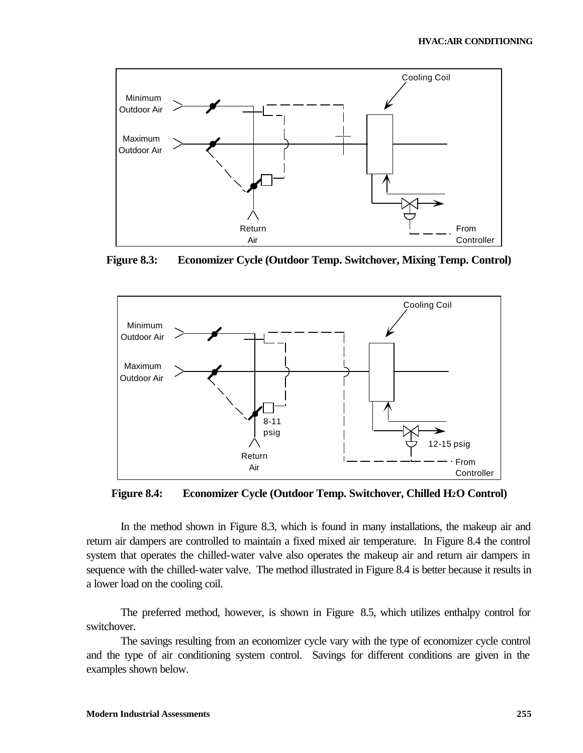**Figure 8.3: Economizer Cycle (Outdoor Temp. Switchover, Mixing Temp. Control)**

**Figure 8.4: Economizer Cycle (Outdoor Temp. Switchover, Chilled $H_2O$ Control)**

In the method shown in Figure 8.3, which is found in many installations, the makeup air and return air dampers are controlled to maintain a fixed mixed air temperature. In Figure 8.4 the control system that operates the chilled-water valve also operates the makeup air and return air dampers in sequence with the chilled-water valve. The method illustrated in Figure 8.4 is better because it results in a lower load on the cooling coil.

The preferred method, however, is shown in Figure 8.5, which utilizes enthalpy control for switchover.

The savings resulting from an economizer cycle vary with the type of economizer cycle control and the type of air conditioning system control. Savings for different conditions are given in the examples shown below.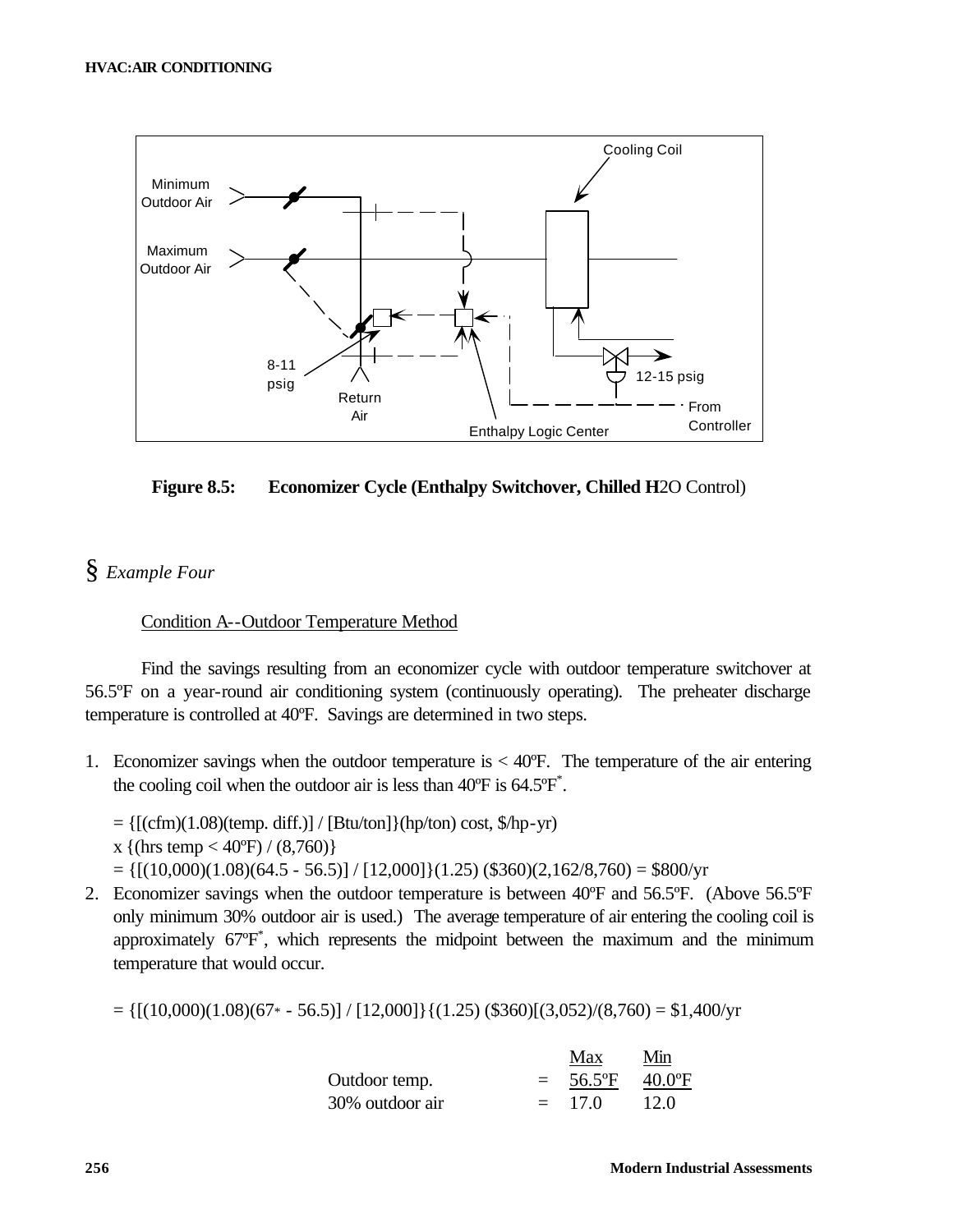**Figure 8.5: Economizer Cycle (Enthalpy Switchover, Chilled $H_2O$ Control)**

§ *Example Four*

Condition A--Outdoor Temperature Method

Find the savings resulting from an economizer cycle with outdoor temperature switchover at 56.5ºF on a year-round air conditioning system (continuously operating). The preheater discharge temperature is controlled at 40ºF. Savings are determined in two steps.

1. Economizer savings when the outdoor temperature is < 40ºF. The temperature of the air entering the cooling coil when the outdoor air is less than 40ºF is 64.5ºF*.

   = {[(cfm)(1.08)(temp. diff.)] / [Btu/ton]}(hp/ton) cost, $/hp-yr)
   x {(hrs temp < 40ºF) / (8,760)}
   = {[(10,000)(1.08)(64.5 - 56.5)] / [12,000]}(1.25) ($360)(2,162/8,760) = $800/yr

2. Economizer savings when the outdoor temperature is between 40ºF and 56.5ºF. (Above 56.5ºF only minimum 30% outdoor air is used.) The average temperature of air entering the cooling coil is approximately 67ºF*, which represents the midpoint between the maximum and the minimum temperature that would occur.

   = {[(10,000)(1.08)(67* - 56.5)] / [12,000]}{(1.25) ($360)[(3,052)/(8,760) = $1,400/yr

| | | Max | Min |
|---|---|---|---|
| Outdoor temp. | = | 56.5ºF | 40.0ºF |
| 30% outdoor air | = | 17.0 | 12.0 |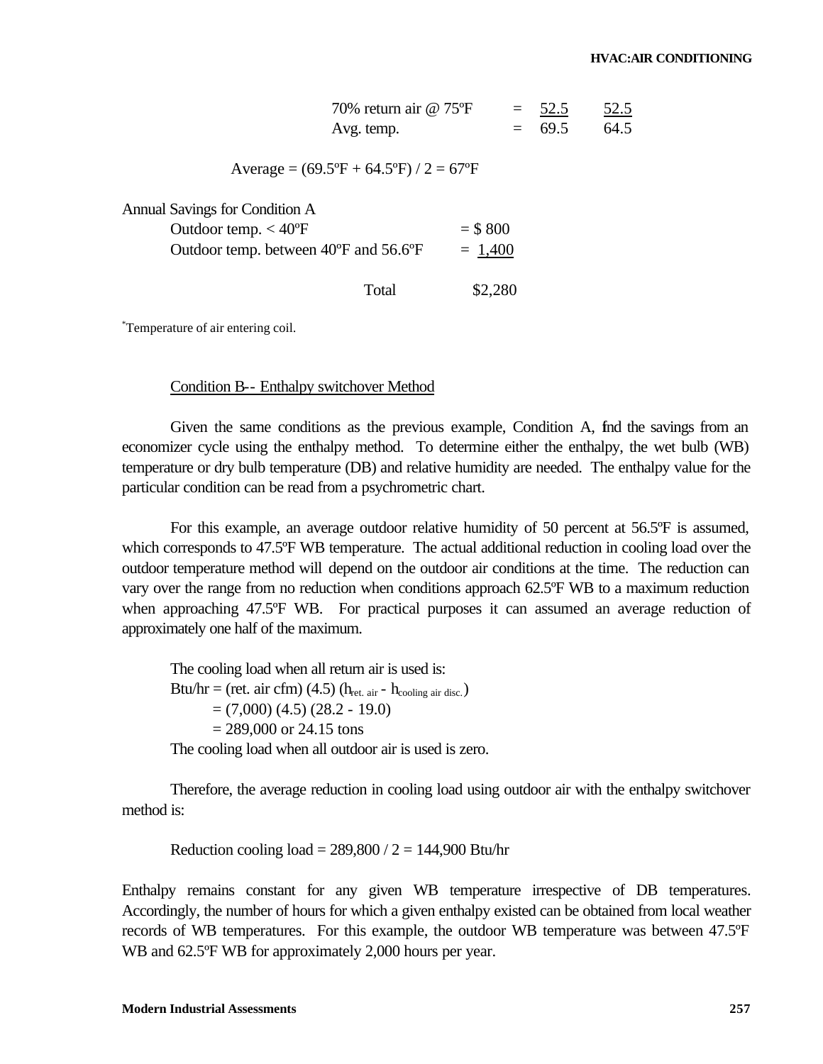| | | | |
|---|---|---|---|
| 70% return air @ 75ºF | = | 52.5 | 52.5 |
| Avg. temp. | = | 69.5 | 64.5 |

Average = (69.5ºF + 64.5ºF) / 2 = 67ºF

Annual Savings for Condition A

| | |
|---|---|
| Outdoor temp. < 40ºF | = $ 800 |
| Outdoor temp. between 40ºF and 56.6ºF | = 1,400 |
| Total | $2,280 |

*Temperature of air entering coil.

Condition B-- Enthalpy switchover Method

Given the same conditions as the previous example, Condition A, find the savings from an economizer cycle using the enthalpy method. To determine either the enthalpy, the wet bulb (WB) temperature or dry bulb temperature (DB) and relative humidity are needed. The enthalpy value for the particular condition can be read from a psychrometric chart.

For this example, an average outdoor relative humidity of 50 percent at 56.5ºF is assumed, which corresponds to 47.5ºF WB temperature. The actual additional reduction in cooling load over the outdoor temperature method will depend on the outdoor air conditions at the time. The reduction can vary over the range from no reduction when conditions approach 62.5ºF WB to a maximum reduction when approaching 47.5ºF WB. For practical purposes it can assumed an average reduction of approximately one half of the maximum.

The cooling load when all return air is used is:

Btu/hr = (ret. air cfm) (4.5) ($h_{ret.\ air}$ - $h_{cooling\ air\ disc.}$)

= (7,000) (4.5) (28.2 - 19.0)

= 289,000 or 24.15 tons

The cooling load when all outdoor air is used is zero.

Therefore, the average reduction in cooling load using outdoor air with the enthalpy switchover method is:

Reduction cooling load = 289,800 / 2 = 144,900 Btu/hr

Enthalpy remains constant for any given WB temperature irrespective of DB temperatures. Accordingly, the number of hours for which a given enthalpy existed can be obtained from local weather records of WB temperatures. For this example, the outdoor WB temperature was between 47.5ºF WB and 62.5ºF WB for approximately 2,000 hours per year.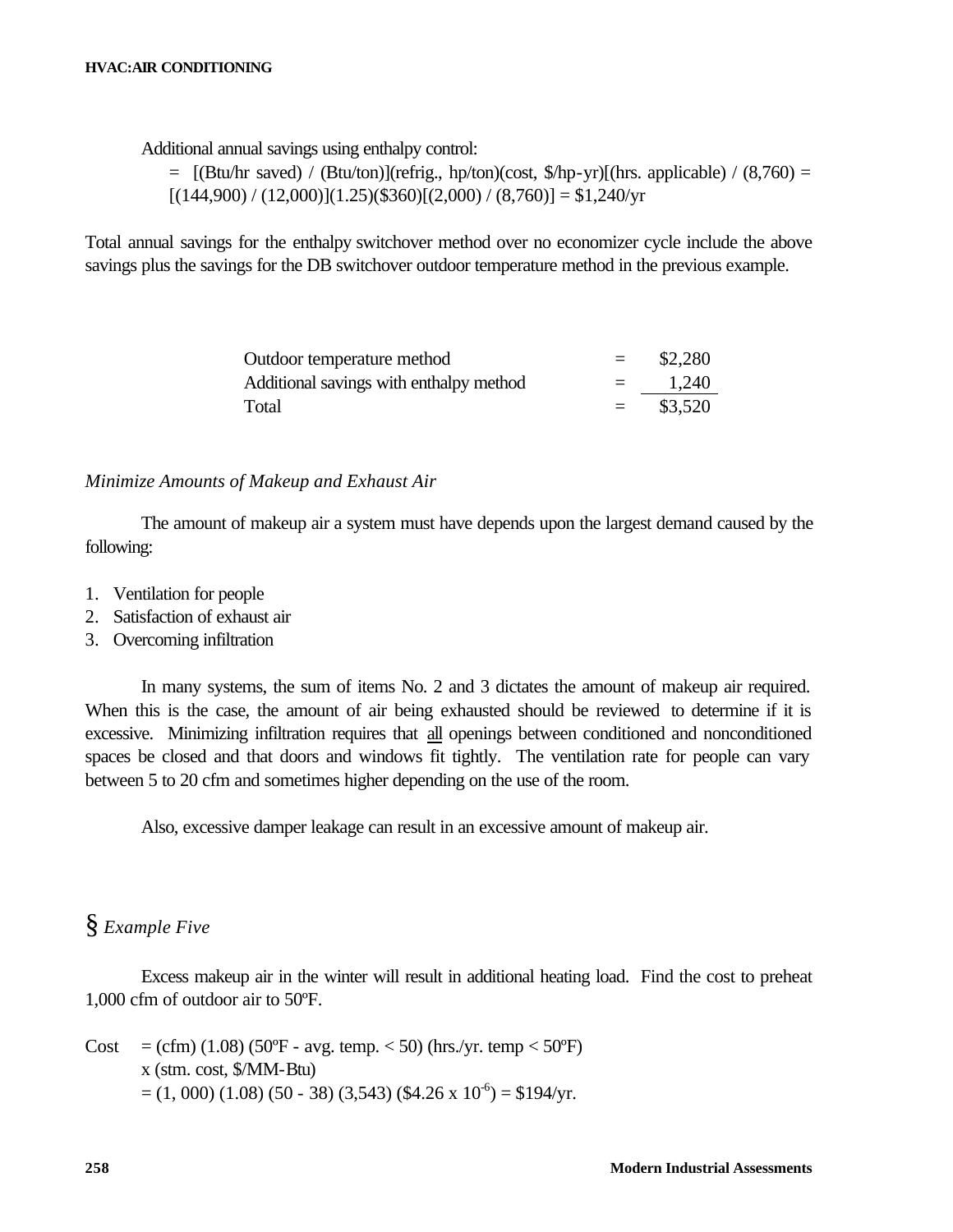Additional annual savings using enthalpy control:

$= [(\text{Btu/hr saved}) / (\text{Btu/ton})](\text{refrig., hp/ton})(\text{cost, \$/hp-yr})[(\text{hrs. applicable}) / (8{,}760) =$

$[(144{,}900) / (12{,}000)](1.25)(\$360)[(2{,}000) / (8{,}760)] = \$1{,}240/\text{yr}$

Total annual savings for the enthalpy switchover method over no economizer cycle include the above savings plus the savings for the DB switchover outdoor temperature method in the previous example.

| | | |
|---|---|---|
| Outdoor temperature method | = | \$2,280 |
| Additional savings with enthalpy method | = | 1,240 |
| Total | = | \$3,520 |

*Minimize Amounts of Makeup and Exhaust Air*

The amount of makeup air a system must have depends upon the largest demand caused by the following:

1. Ventilation for people
2. Satisfaction of exhaust air
3. Overcoming infiltration

In many systems, the sum of items No. 2 and 3 dictates the amount of makeup air required. When this is the case, the amount of air being exhausted should be reviewed to determine if it is excessive. Minimizing infiltration requires that <u>all</u> openings between conditioned and nonconditioned spaces be closed and that doors and windows fit tightly. The ventilation rate for people can vary between 5 to 20 cfm and sometimes higher depending on the use of the room.

Also, excessive damper leakage can result in an excessive amount of makeup air.

§ *Example Five*

Excess makeup air in the winter will result in additional heating load. Find the cost to preheat 1,000 cfm of outdoor air to 50ºF.

Cost $= (\text{cfm})(1.08)(50^{\circ}\text{F} - \text{avg. temp.} < 50)(\text{hrs./yr. temp} < 50^{\circ}\text{F})$
$\times (\text{stm. cost, \$/MM-Btu})$
$= (1{,}000)(1.08)(50 - 38)(3{,}543)(\$4.26 \times 10^{-6}) = \$194/\text{yr}.$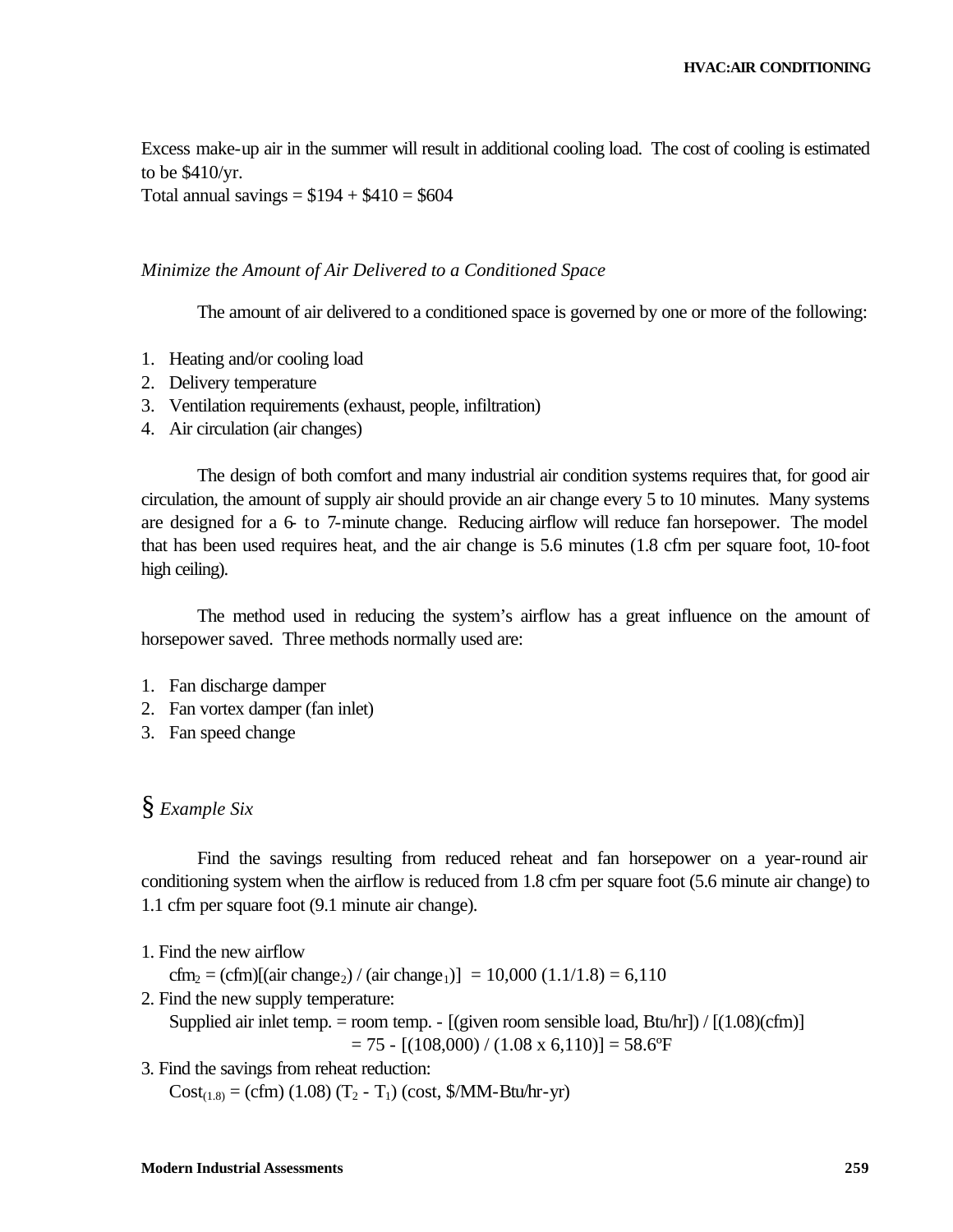Excess make-up air in the summer will result in additional cooling load. The cost of cooling is estimated to be \$410/yr.

Total annual savings = \$194 + \$410 = \$604

*Minimize the Amount of Air Delivered to a Conditioned Space*

The amount of air delivered to a conditioned space is governed by one or more of the following:

1. Heating and/or cooling load
2. Delivery temperature
3. Ventilation requirements (exhaust, people, infiltration)
4. Air circulation (air changes)

The design of both comfort and many industrial air condition systems requires that, for good air circulation, the amount of supply air should provide an air change every 5 to 10 minutes. Many systems are designed for a 6- to 7-minute change. Reducing airflow will reduce fan horsepower. The model that has been used requires heat, and the air change is 5.6 minutes (1.8 cfm per square foot, 10-foot high ceiling).

The method used in reducing the system's airflow has a great influence on the amount of horsepower saved. Three methods normally used are:

1. Fan discharge damper
2. Fan vortex damper (fan inlet)
3. Fan speed change

§ *Example Six*

Find the savings resulting from reduced reheat and fan horsepower on a year-round air conditioning system when the airflow is reduced from 1.8 cfm per square foot (5.6 minute air change) to 1.1 cfm per square foot (9.1 minute air change).

1. Find the new airflow

   $cfm_2 = (cfm)[(air\ change_2) / (air\ change_1)] = 10{,}000\ (1.1/1.8) = 6{,}110$

2. Find the new supply temperature:

   Supplied air inlet temp. = room temp. - [(given room sensible load, Btu/hr]) / [(1.08)(cfm)]

   $= 75 - [(108{,}000) / (1.08 \times 6{,}110)] = 58.6°F$

3. Find the savings from reheat reduction:

   $Cost_{(1.8)} = (cfm)\ (1.08)\ (T_2 - T_1)\ (cost, \$/MM\text{-}Btu/hr\text{-}yr)$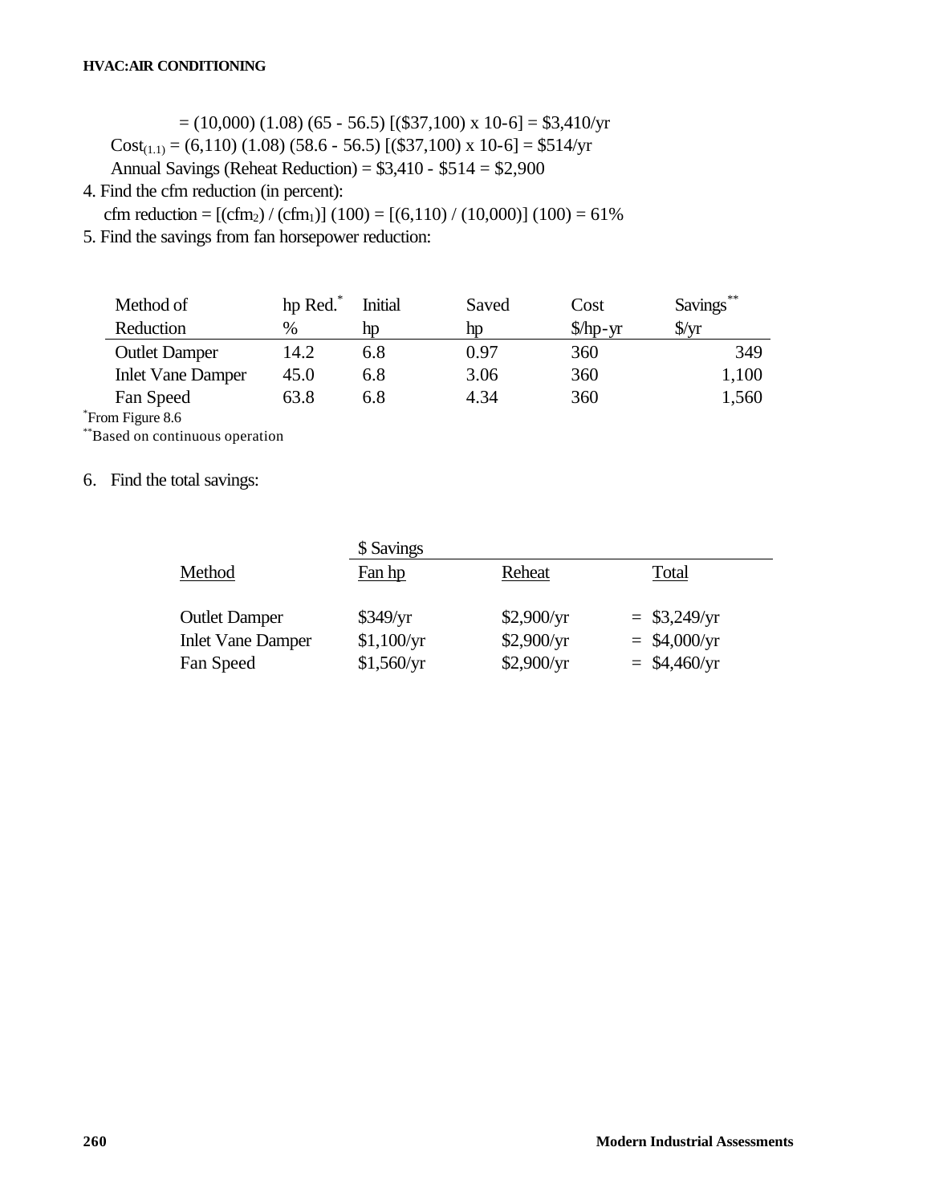= (10,000) (1.08) (65 - 56.5) [($37,100) x 10-6] = $3,410/yr

$\text{Cost}_{(1.1)}$ = (6,110) (1.08) (58.6 - 56.5) [($37,100) x 10-6] = $514/yr

Annual Savings (Reheat Reduction) = $3,410 - $514 = $2,900

4. Find the cfm reduction (in percent):

   cfm reduction = [($\text{cfm}_2$) / ($\text{cfm}_1$)] (100) = [(6,110) / (10,000)] (100) = 61%

5. Find the savings from fan horsepower reduction:

| Method of Reduction | hp Red.* % | Initial hp | Saved hp | Cost $/hp-yr | Savings** $/yr |
|---|---|---|---|---|---|
| Outlet Damper | 14.2 | 6.8 | 0.97 | 360 | 349 |
| Inlet Vane Damper | 45.0 | 6.8 | 3.06 | 360 | 1,100 |
| Fan Speed | 63.8 | 6.8 | 4.34 | 360 | 1,560 |

*From Figure 8.6

**Based on continuous operation

6. Find the total savings:

| | $ Savings | | |
|---|---|---|---|
| Method | Fan hp | Reheat | Total |
| Outlet Damper | $349/yr | $2,900/yr | = $3,249/yr |
| Inlet Vane Damper | $1,100/yr | $2,900/yr | = $4,000/yr |
| Fan Speed | $1,560/yr | $2,900/yr | = $4,460/yr |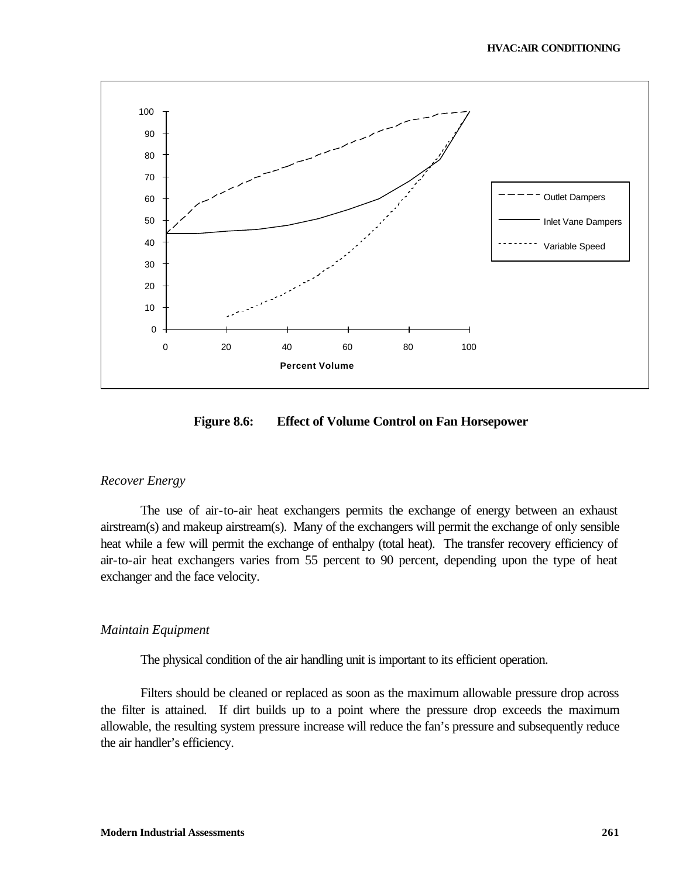Figure 8.6: Effect of Volume Control on Fan Horsepower

*Recover Energy*

The use of air-to-air heat exchangers permits the exchange of energy between an exhaust airstream(s) and makeup airstream(s). Many of the exchangers will permit the exchange of only sensible heat while a few will permit the exchange of enthalpy (total heat). The transfer recovery efficiency of air-to-air heat exchangers varies from 55 percent to 90 percent, depending upon the type of heat exchanger and the face velocity.

*Maintain Equipment*

The physical condition of the air handling unit is important to its efficient operation.

Filters should be cleaned or replaced as soon as the maximum allowable pressure drop across the filter is attained. If dirt builds up to a point where the pressure drop exceeds the maximum allowable, the resulting system pressure increase will reduce the fan's pressure and subsequently reduce the air handler's efficiency.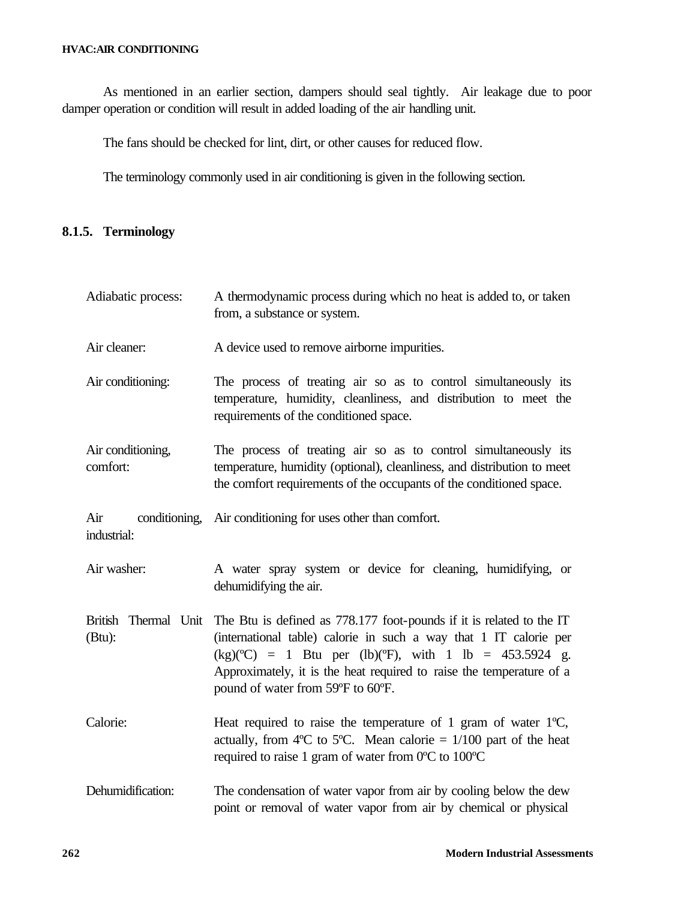As mentioned in an earlier section, dampers should seal tightly. Air leakage due to poor damper operation or condition will result in added loading of the air handling unit.

The fans should be checked for lint, dirt, or other causes for reduced flow.

The terminology commonly used in air conditioning is given in the following section.

### 8.1.5. Terminology

| | |
|---|---|
| Adiabatic process: | A thermodynamic process during which no heat is added to, or taken from, a substance or system. |
| Air cleaner: | A device used to remove airborne impurities. |
| Air conditioning: | The process of treating air so as to control simultaneously its temperature, humidity, cleanliness, and distribution to meet the requirements of the conditioned space. |
| Air conditioning, comfort: | The process of treating air so as to control simultaneously its temperature, humidity (optional), cleanliness, and distribution to meet the comfort requirements of the occupants of the conditioned space. |
| Air conditioning, industrial: | Air conditioning for uses other than comfort. |
| Air washer: | A water spray system or device for cleaning, humidifying, or dehumidifying the air. |
| British Thermal Unit (Btu): | The Btu is defined as 778.177 foot-pounds if it is related to the IT (international table) calorie in such a way that 1 IT calorie per (kg)(ºC) = 1 Btu per (lb)(ºF), with 1 lb = 453.5924 g. Approximately, it is the heat required to raise the temperature of a pound of water from 59ºF to 60ºF. |
| Calorie: | Heat required to raise the temperature of 1 gram of water 1ºC, actually, from 4ºC to 5ºC. Mean calorie = 1/100 part of the heat required to raise 1 gram of water from 0ºC to 100ºC |
| Dehumidification: | The condensation of water vapor from air by cooling below the dew point or removal of water vapor from air by chemical or physical |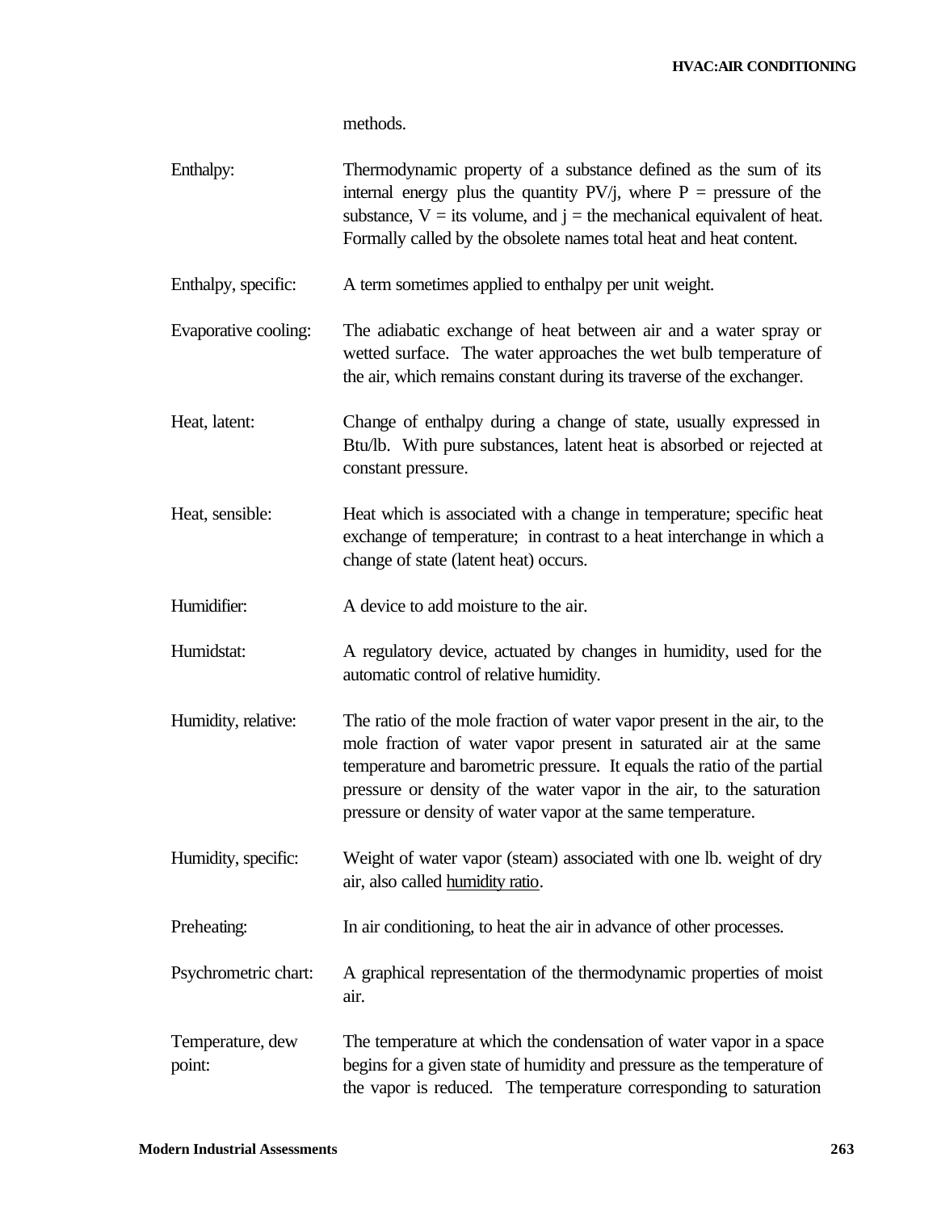methods.

| | |
|---|---|
| Enthalpy: | Thermodynamic property of a substance defined as the sum of its internal energy plus the quantity PV/j, where P = pressure of the substance, V = its volume, and j = the mechanical equivalent of heat. Formally called by the obsolete names total heat and heat content. |
| Enthalpy, specific: | A term sometimes applied to enthalpy per unit weight. |
| Evaporative cooling: | The adiabatic exchange of heat between air and a water spray or wetted surface. The water approaches the wet bulb temperature of the air, which remains constant during its traverse of the exchanger. |
| Heat, latent: | Change of enthalpy during a change of state, usually expressed in Btu/lb. With pure substances, latent heat is absorbed or rejected at constant pressure. |
| Heat, sensible: | Heat which is associated with a change in temperature; specific heat exchange of temperature; in contrast to a heat interchange in which a change of state (latent heat) occurs. |
| Humidifier: | A device to add moisture to the air. |
| Humidstat: | A regulatory device, actuated by changes in humidity, used for the automatic control of relative humidity. |
| Humidity, relative: | The ratio of the mole fraction of water vapor present in the air, to the mole fraction of water vapor present in saturated air at the same temperature and barometric pressure. It equals the ratio of the partial pressure or density of the water vapor in the air, to the saturation pressure or density of water vapor at the same temperature. |
| Humidity, specific: | Weight of water vapor (steam) associated with one lb. weight of dry air, also called humidity ratio. |
| Preheating: | In air conditioning, to heat the air in advance of other processes. |
| Psychrometric chart: | A graphical representation of the thermodynamic properties of moist air. |
| Temperature, dew point: | The temperature at which the condensation of water vapor in a space begins for a given state of humidity and pressure as the temperature of the vapor is reduced. The temperature corresponding to saturation |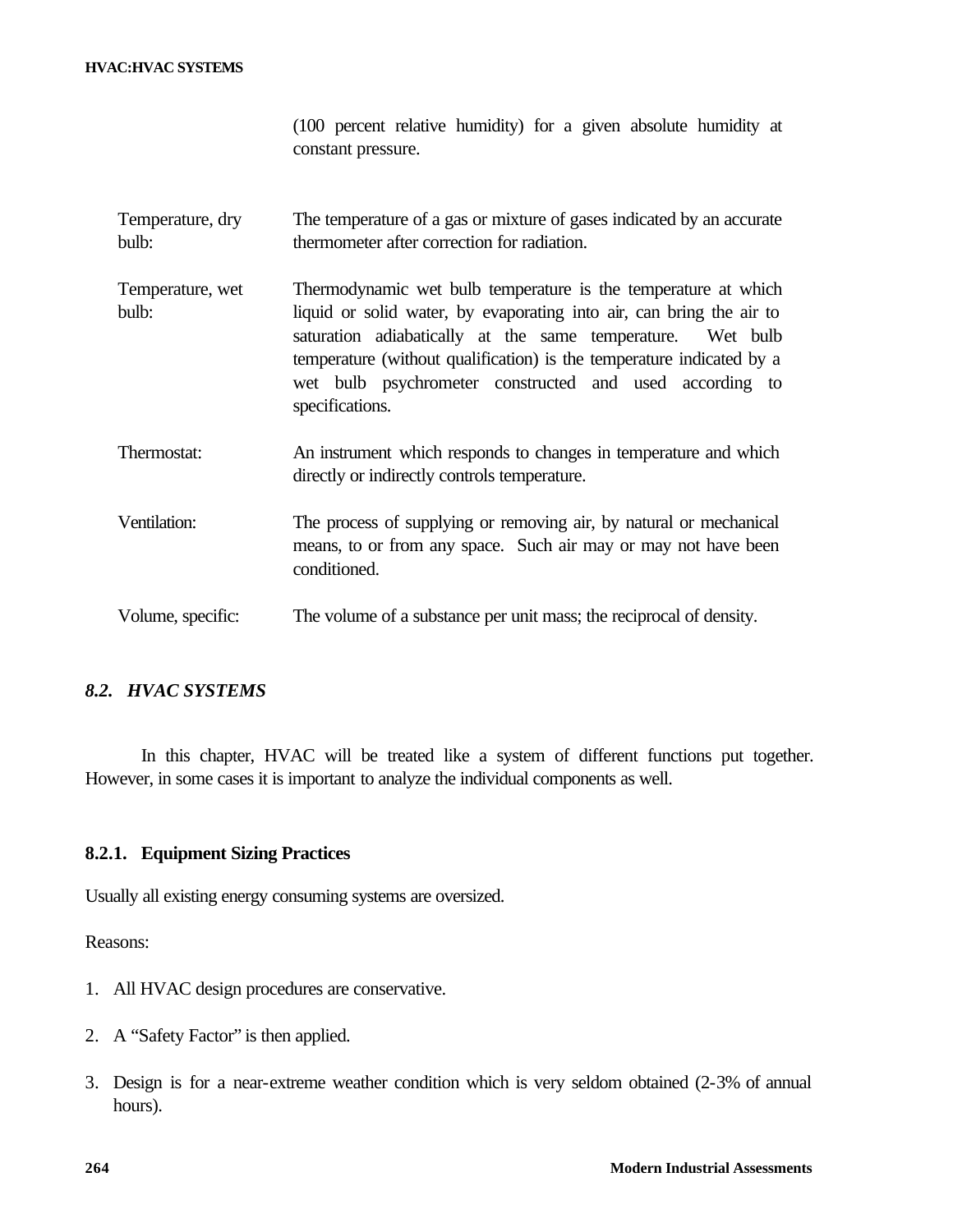(100 percent relative humidity) for a given absolute humidity at constant pressure.

| | |
|---|---|
| Temperature, dry bulb: | The temperature of a gas or mixture of gases indicated by an accurate thermometer after correction for radiation. |
| Temperature, wet bulb: | Thermodynamic wet bulb temperature is the temperature at which liquid or solid water, by evaporating into air, can bring the air to saturation adiabatically at the same temperature. Wet bulb temperature (without qualification) is the temperature indicated by a wet bulb psychrometer constructed and used according to specifications. |
| Thermostat: | An instrument which responds to changes in temperature and which directly or indirectly controls temperature. |
| Ventilation: | The process of supplying or removing air, by natural or mechanical means, to or from any space. Such air may or may not have been conditioned. |
| Volume, specific: | The volume of a substance per unit mass; the reciprocal of density. |

## *8.2. HVAC SYSTEMS*

In this chapter, HVAC will be treated like a system of different functions put together. However, in some cases it is important to analyze the individual components as well.

### 8.2.1. Equipment Sizing Practices

Usually all existing energy consuming systems are oversized.

Reasons:

1. All HVAC design procedures are conservative.
2. A "Safety Factor" is then applied.
3. Design is for a near-extreme weather condition which is very seldom obtained (2-3% of annual hours).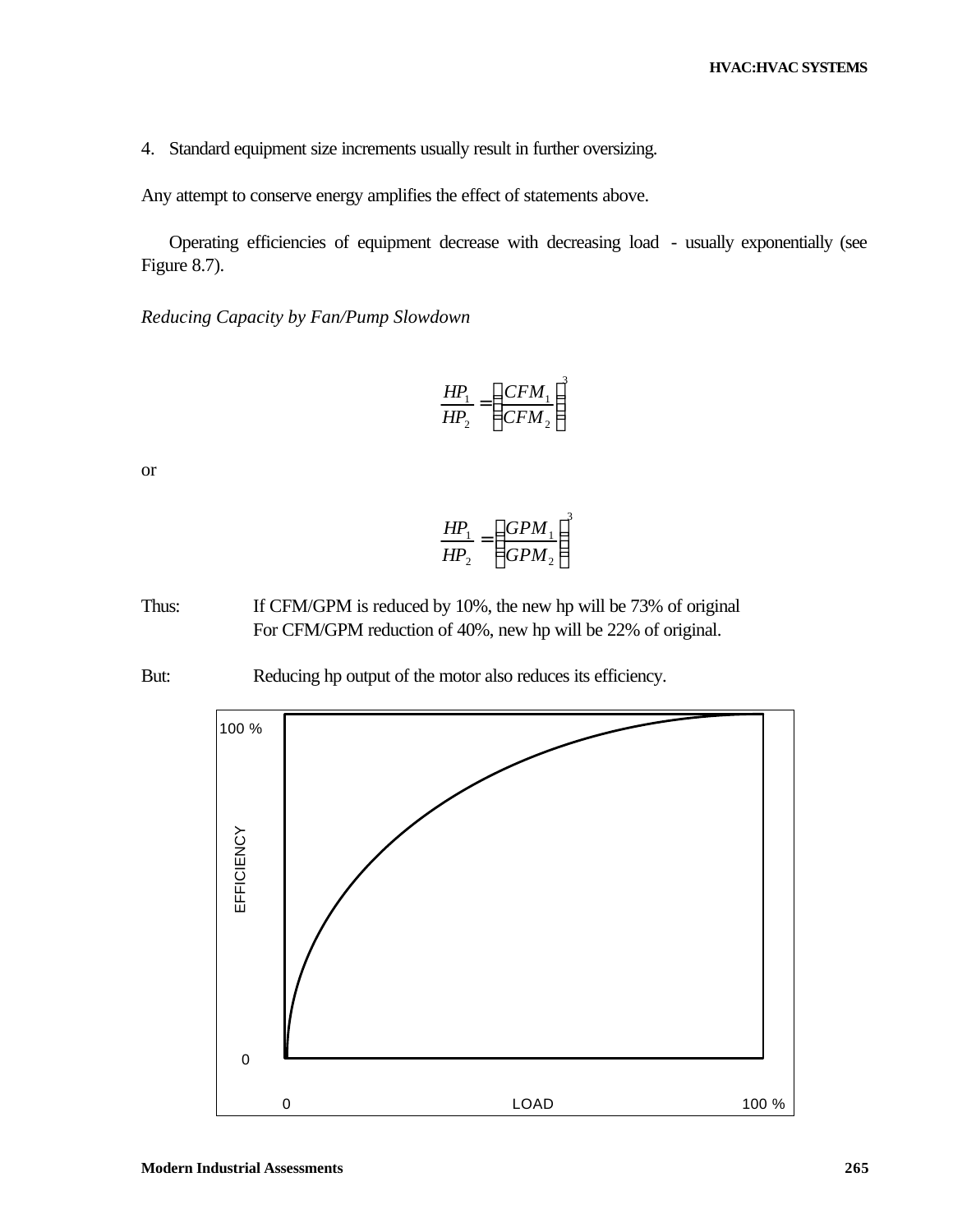4. Standard equipment size increments usually result in further oversizing.

Any attempt to conserve energy amplifies the effect of statements above.

Operating efficiencies of equipment decrease with decreasing load - usually exponentially (see Figure 8.7).

*Reducing Capacity by Fan/Pump Slowdown*

$$\frac{HP_1}{HP_2} = \left(\frac{CFM_1}{CFM_2}\right)^3$$

or

$$\frac{HP_1}{HP_2} = \left(\frac{GPM_1}{GPM_2}\right)^3$$

Thus: If CFM/GPM is reduced by 10%, the new hp will be 73% of original
For CFM/GPM reduction of 40%, new hp will be 22% of original.

But: Reducing hp output of the motor also reduces its efficiency.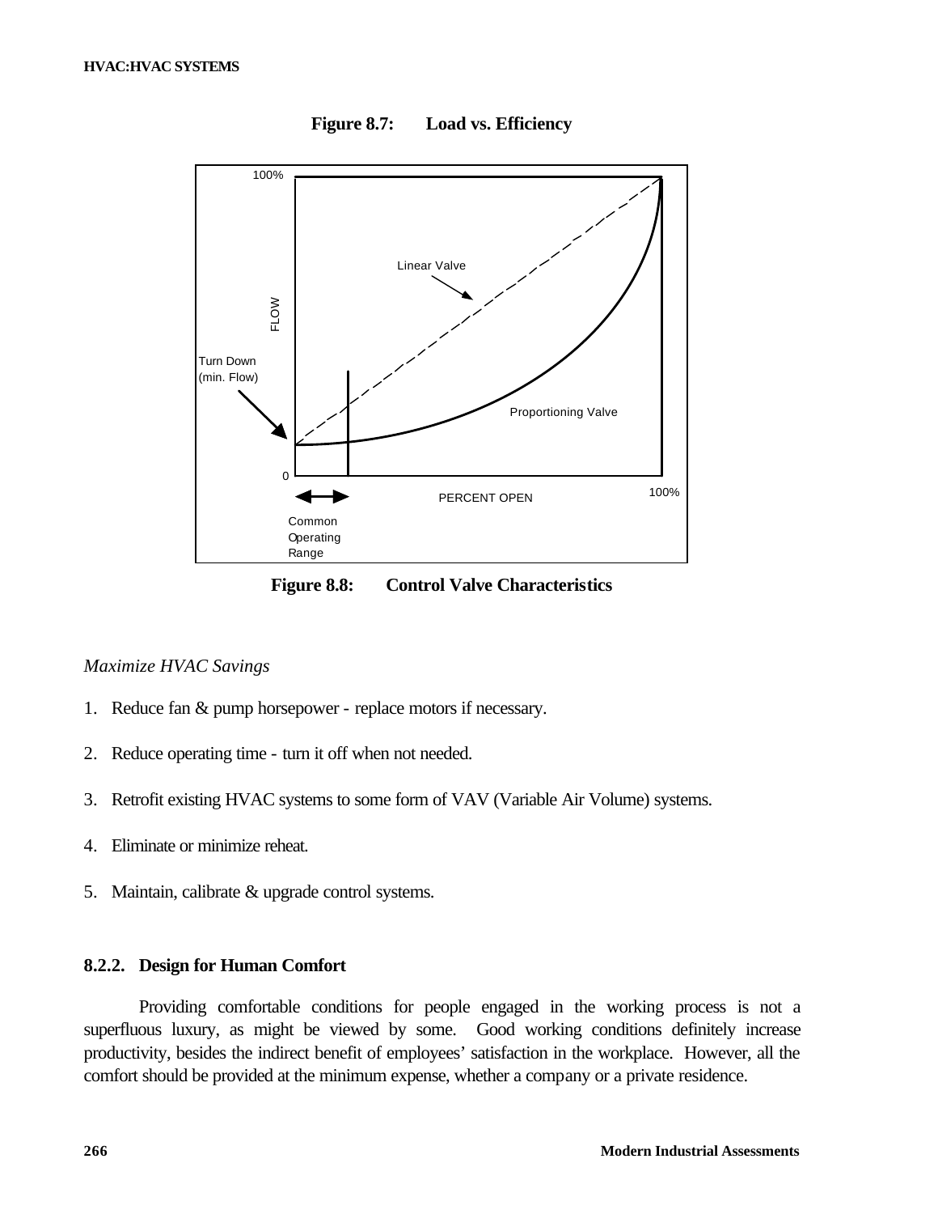**Figure 8.7: Load vs. Efficiency**

**Figure 8.8: Control Valve Characteristics**

*Maximize HVAC Savings*

1. Reduce fan & pump horsepower - replace motors if necessary.
2. Reduce operating time - turn it off when not needed.
3. Retrofit existing HVAC systems to some form of VAV (Variable Air Volume) systems.
4. Eliminate or minimize reheat.
5. Maintain, calibrate & upgrade control systems.

### 8.2.2. Design for Human Comfort

Providing comfortable conditions for people engaged in the working process is not a superfluous luxury, as might be viewed by some. Good working conditions definitely increase productivity, besides the indirect benefit of employees' satisfaction in the workplace. However, all the comfort should be provided at the minimum expense, whether a company or a private residence.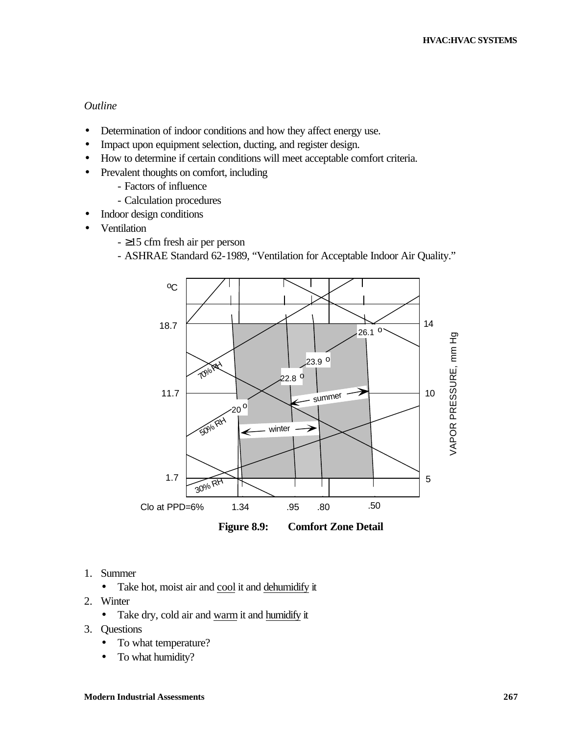*Outline*

- Determination of indoor conditions and how they affect energy use.
- Impact upon equipment selection, ducting, and register design.
- How to determine if certain conditions will meet acceptable comfort criteria.
- Prevalent thoughts on comfort, including
  - Factors of influence
  - Calculation procedures
- Indoor design conditions
- Ventilation
  - ≥15 cfm fresh air per person
  - ASHRAE Standard 62-1989, "Ventilation for Acceptable Indoor Air Quality."

**Figure 8.9: Comfort Zone Detail**

1. Summer
   - Take hot, moist air and cool it and dehumidify it
2. Winter
   - Take dry, cold air and warm it and humidify it
3. Questions
   - To what temperature?
   - To what humidity?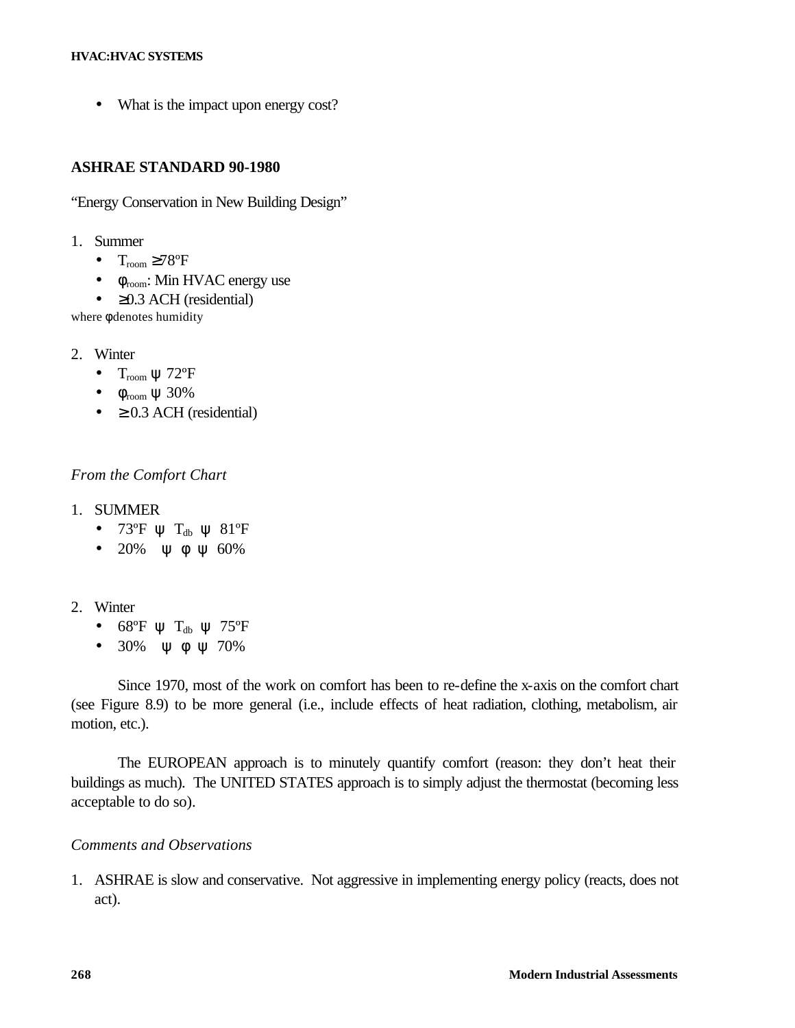- What is the impact upon energy cost?

## ASHRAE STANDARD 90-1980

"Energy Conservation in New Building Design"

1. Summer
   - $T_{room} \geq 78°F$
   - $\phi_{room}$: Min HVAC energy use
   - $\geq 0.3$ ACH (residential)

where $\phi$ denotes humidity

2. Winter
   - $T_{room}$ ψ 72ºF
   - $\phi_{room}$ ψ 30%
   - $\geq 0.3$ ACH (residential)

*From the Comfort Chart*

1. SUMMER
   - 73ºF ψ $T_{db}$ ψ 81ºF
   - 20% ψ $\phi$ ψ 60%

2. Winter
   - 68ºF ψ $T_{db}$ ψ 75ºF
   - 30% ψ $\phi$ ψ 70%

Since 1970, most of the work on comfort has been to re-define the x-axis on the comfort chart (see Figure 8.9) to be more general (i.e., include effects of heat radiation, clothing, metabolism, air motion, etc.).

The EUROPEAN approach is to minutely quantify comfort (reason: they don't heat their buildings as much). The UNITED STATES approach is to simply adjust the thermostat (becoming less acceptable to do so).

*Comments and Observations*

1. ASHRAE is slow and conservative. Not aggressive in implementing energy policy (reacts, does not act).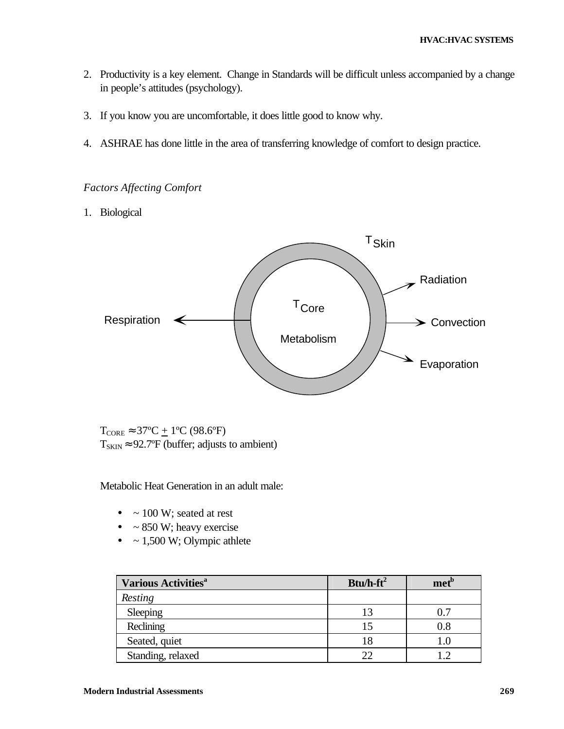2. Productivity is a key element. Change in Standards will be difficult unless accompanied by a change in people's attitudes (psychology).

3. If you know you are uncomfortable, it does little good to know why.

4. ASHRAE has done little in the area of transferring knowledge of comfort to design practice.

*Factors Affecting Comfort*

1. Biological

$T_{Skin}$

Radiation

$T_{Core}$

Respiration

Convection

Metabolism

Evaporation

$T_{CORE} \approx 37ºC \pm 1ºC$ (98.6ºF)
$T_{SKIN} \approx 92.7ºF$ (buffer; adjusts to ambient)

Metabolic Heat Generation in an adult male:

- ~ 100 W; seated at rest
- ~ 850 W; heavy exercise
- ~ 1,500 W; Olympic athlete

| Various Activities[a] | Btu/h-ft$^2$ | met[b] |
|---|---|---|
| *Resting* | | |
| Sleeping | 13 | 0.7 |
| Reclining | 15 | 0.8 |
| Seated, quiet | 18 | 1.0 |
| Standing, relaxed | 22 | 1.2 |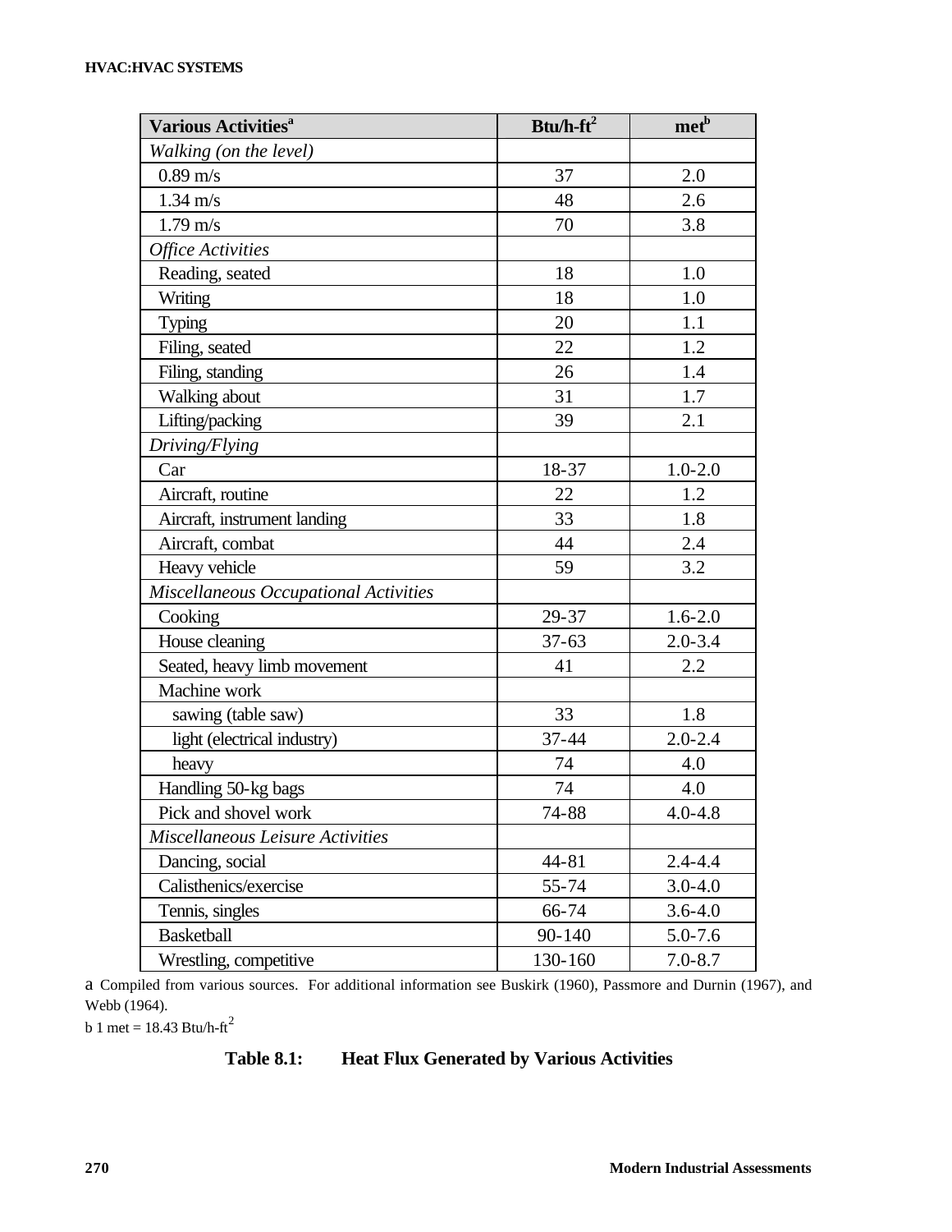| Various Activities[a] | Btu/h-ft$^2$ | met[b] |
|---|---|---|
| *Walking (on the level)* | | |
| 0.89 m/s | 37 | 2.0 |
| 1.34 m/s | 48 | 2.6 |
| 1.79 m/s | 70 | 3.8 |
| *Office Activities* | | |
| Reading, seated | 18 | 1.0 |
| Writing | 18 | 1.0 |
| Typing | 20 | 1.1 |
| Filing, seated | 22 | 1.2 |
| Filing, standing | 26 | 1.4 |
| Walking about | 31 | 1.7 |
| Lifting/packing | 39 | 2.1 |
| *Driving/Flying* | | |
| Car | 18-37 | 1.0-2.0 |
| Aircraft, routine | 22 | 1.2 |
| Aircraft, instrument landing | 33 | 1.8 |
| Aircraft, combat | 44 | 2.4 |
| Heavy vehicle | 59 | 3.2 |
| *Miscellaneous Occupational Activities* | | |
| Cooking | 29-37 | 1.6-2.0 |
| House cleaning | 37-63 | 2.0-3.4 |
| Seated, heavy limb movement | 41 | 2.2 |
| Machine work | | |
| sawing (table saw) | 33 | 1.8 |
| light (electrical industry) | 37-44 | 2.0-2.4 |
| heavy | 74 | 4.0 |
| Handling 50-kg bags | 74 | 4.0 |
| Pick and shovel work | 74-88 | 4.0-4.8 |
| *Miscellaneous Leisure Activities* | | |
| Dancing, social | 44-81 | 2.4-4.4 |
| Calisthenics/exercise | 55-74 | 3.0-4.0 |
| Tennis, singles | 66-74 | 3.6-4.0 |
| Basketball | 90-140 | 5.0-7.6 |
| Wrestling, competitive | 130-160 | 7.0-8.7 |

a Compiled from various sources. For additional information see Buskirk (1960), Passmore and Durnin (1967), and Webb (1964).

b 1 met = 18.43 Btu/h-ft$^2$

**Table 8.1: Heat Flux Generated by Various Activities**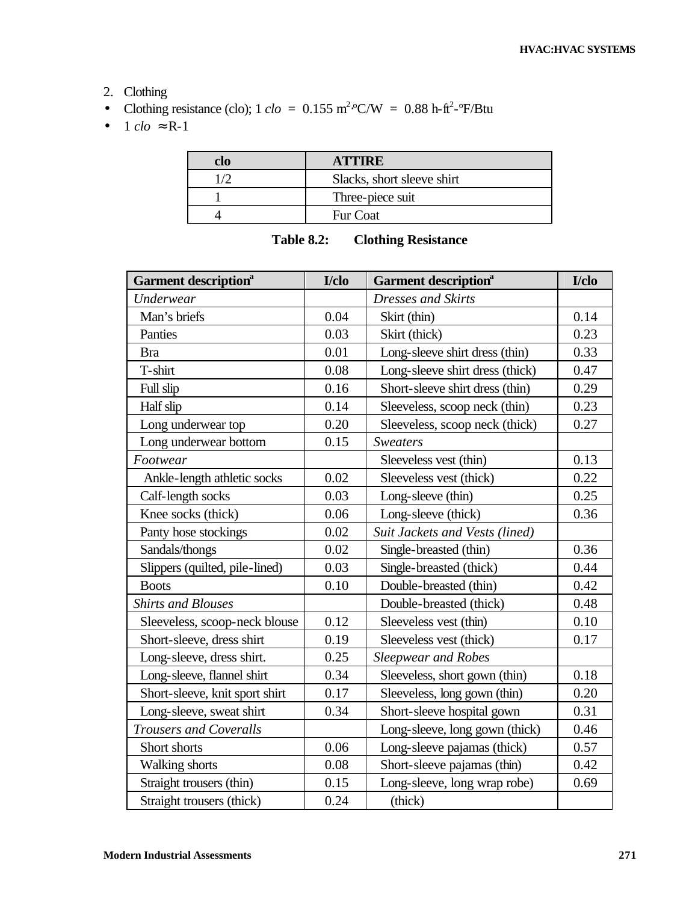2. Clothing

- Clothing resistance (clo); 1 *clo* = 0.155 $m^2$·°C/W = 0.88 h-$ft^2$-°F/Btu
- 1 *clo* ≈ R-1

| clo | ATTIRE |
|---|---|
| 1/2 | Slacks, short sleeve shirt |
| 1 | Three-piece suit |
| 4 | Fur Coat |

**Table 8.2: Clothing Resistance**

| Garment description[a] | I/clo | Garment description[a] | I/clo |
|---|---|---|---|
| *Underwear* | | *Dresses and Skirts* | |
| Man's briefs | 0.04 | Skirt (thin) | 0.14 |
| Panties | 0.03 | Skirt (thick) | 0.23 |
| Bra | 0.01 | Long-sleeve shirt dress (thin) | 0.33 |
| T-shirt | 0.08 | Long-sleeve shirt dress (thick) | 0.47 |
| Full slip | 0.16 | Short-sleeve shirt dress (thin) | 0.29 |
| Half slip | 0.14 | Sleeveless, scoop neck (thin) | 0.23 |
| Long underwear top | 0.20 | Sleeveless, scoop neck (thick) | 0.27 |
| Long underwear bottom | 0.15 | *Sweaters* | |
| *Footwear* | | Sleeveless vest (thin) | 0.13 |
| Ankle-length athletic socks | 0.02 | Sleeveless vest (thick) | 0.22 |
| Calf-length socks | 0.03 | Long-sleeve (thin) | 0.25 |
| Knee socks (thick) | 0.06 | Long-sleeve (thick) | 0.36 |
| Panty hose stockings | 0.02 | *Suit Jackets and Vests (lined)* | |
| Sandals/thongs | 0.02 | Single-breasted (thin) | 0.36 |
| Slippers (quilted, pile-lined) | 0.03 | Single-breasted (thick) | 0.44 |
| Boots | 0.10 | Double-breasted (thin) | 0.42 |
| *Shirts and Blouses* | | Double-breasted (thick) | 0.48 |
| Sleeveless, scoop-neck blouse | 0.12 | Sleeveless vest (thin) | 0.10 |
| Short-sleeve, dress shirt | 0.19 | Sleeveless vest (thick) | 0.17 |
| Long-sleeve, dress shirt. | 0.25 | *Sleepwear and Robes* | |
| Long-sleeve, flannel shirt | 0.34 | Sleeveless, short gown (thin) | 0.18 |
| Short-sleeve, knit sport shirt | 0.17 | Sleeveless, long gown (thin) | 0.20 |
| Long-sleeve, sweat shirt | 0.34 | Short-sleeve hospital gown | 0.31 |
| *Trousers and Coveralls* | | Long-sleeve, long gown (thick) | 0.46 |
| Short shorts | 0.06 | Long-sleeve pajamas (thick) | 0.57 |
| Walking shorts | 0.08 | Short-sleeve pajamas (thin) | 0.42 |
| Straight trousers (thin) | 0.15 | Long-sleeve, long wrap robe) | 0.69 |
| Straight trousers (thick) | 0.24 | (thick) | |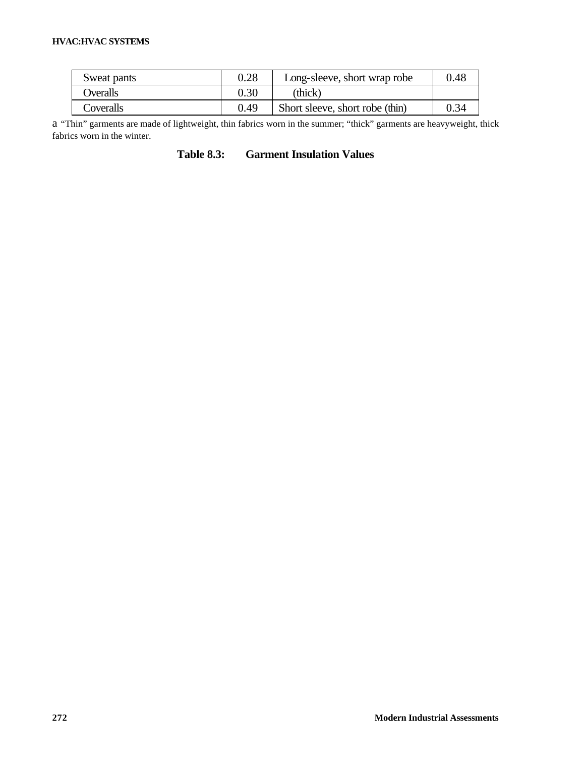| Sweat pants | 0.28 | Long-sleeve, short wrap robe | 0.48 |
|---|---|---|---|
| Overalls | 0.30 | (thick) | |
| Coveralls | 0.49 | Short sleeve, short robe (thin) | 0.34 |

a “Thin” garments are made of lightweight, thin fabrics worn in the summer; “thick” garments are heavyweight, thick fabrics worn in the winter.

**Table 8.3: Garment Insulation Values**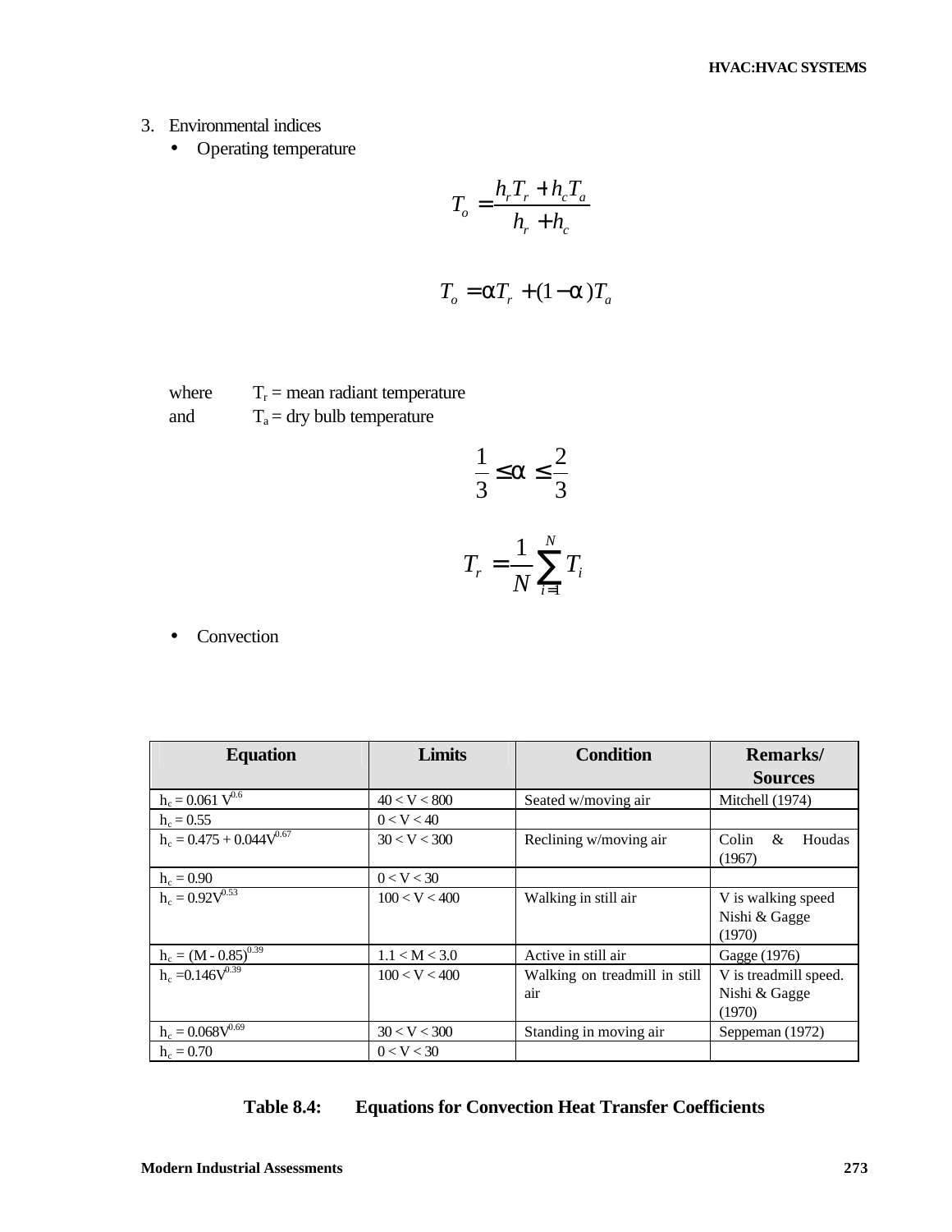3. Environmental indices
   - Operating temperature

$$T_o = \frac{h_r T_r + h_c T_a}{h_r + h_c}$$

$$T_o = \alpha T_r + (1 - \alpha) T_a$$

where $T_r$ = mean radiant temperature
and $T_a$ = dry bulb temperature

$$\frac{1}{3} \leq \alpha \leq \frac{2}{3}$$

$$T_r = \frac{1}{N} \sum_{i=1}^{N} T_i$$

   - Convection

| Equation | Limits | Condition | Remarks/ Sources |
|---|---|---|---|
| $h_c = 0.061\ V^{0.6}$ | $40 < V < 800$ | Seated w/moving air | Mitchell (1974) |
| $h_c = 0.55$ | $0 < V < 40$ | | |
| $h_c = 0.475 + 0.044V^{0.67}$ | $30 < V < 300$ | Reclining w/moving air | Colin & Houdas (1967) |
| $h_c = 0.90$ | $0 < V < 30$ | | |
| $h_c = 0.92V^{0.53}$ | $100 < V < 400$ | Walking in still air | V is walking speed Nishi & Gagge (1970) |
| $h_c = (M - 0.85)^{0.39}$ | $1.1 < M < 3.0$ | Active in still air | Gagge (1976) |
| $h_c = 0.146V^{0.39}$ | $100 < V < 400$ | Walking on treadmill in still air | V is treadmill speed. Nishi & Gagge (1970) |
| $h_c = 0.068V^{0.69}$ | $30 < V < 300$ | Standing in moving air | Seppeman (1972) |
| $h_c = 0.70$ | $0 < V < 30$ | | |

**Table 8.4: Equations for Convection Heat Transfer Coefficients**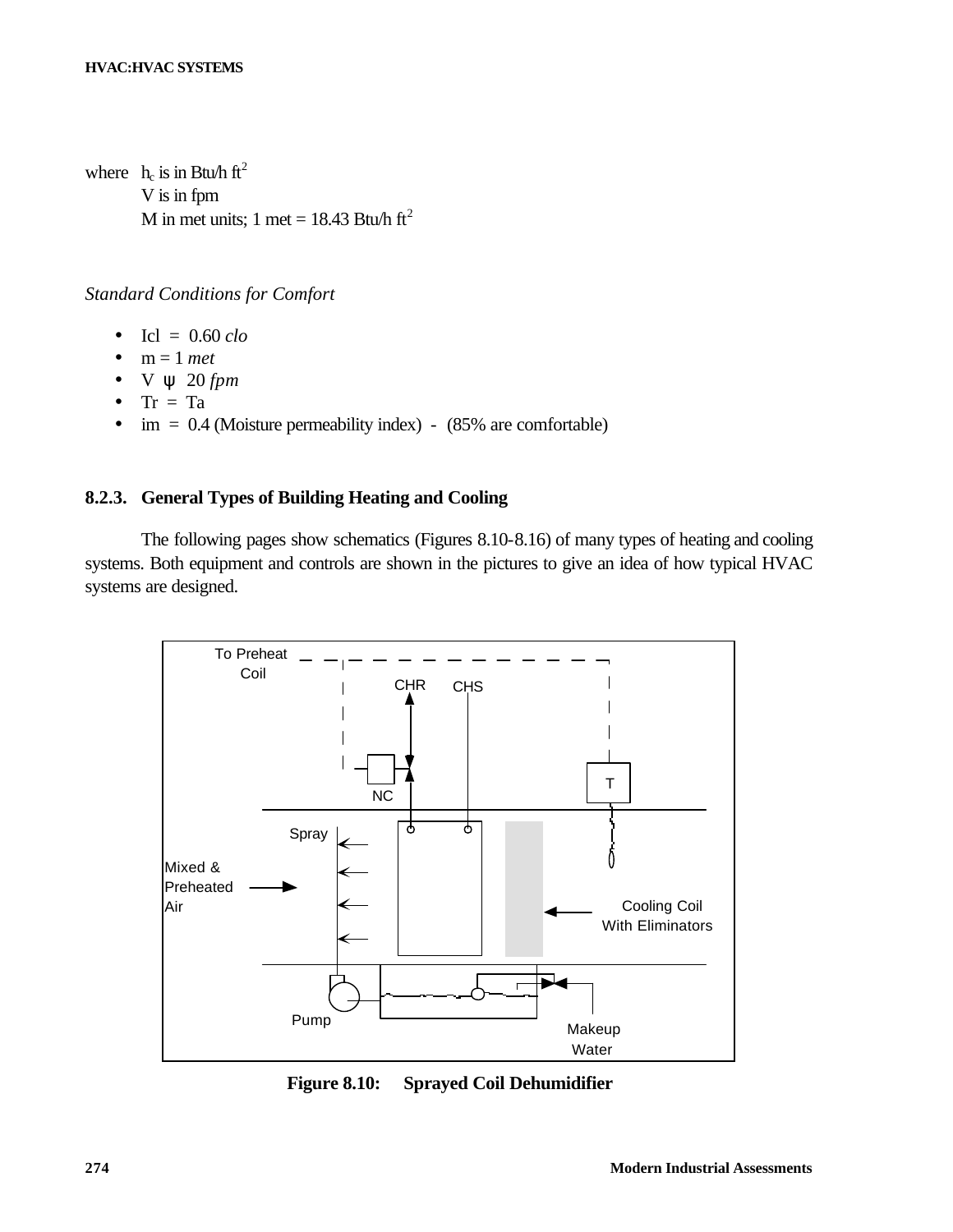where $h_c$ is in Btu/h ft$^2$
V is in fpm
M in met units; 1 met = 18.43 Btu/h ft$^2$

*Standard Conditions for Comfort*

- Icl = 0.60 *clo*
- m = 1 *met*
- V ψ 20 *fpm*
- Tr = Ta
- im = 0.4 (Moisture permeability index) - (85% are comfortable)

### 8.2.3. General Types of Building Heating and Cooling

The following pages show schematics (Figures 8.10-8.16) of many types of heating and cooling systems. Both equipment and controls are shown in the pictures to give an idea of how typical HVAC systems are designed.

To Preheat Coil
CHR CHS
NC
T
Spray
Mixed & Preheated Air
Cooling Coil With Eliminators
Pump
Makeup Water

**Figure 8.10: Sprayed Coil Dehumidifier**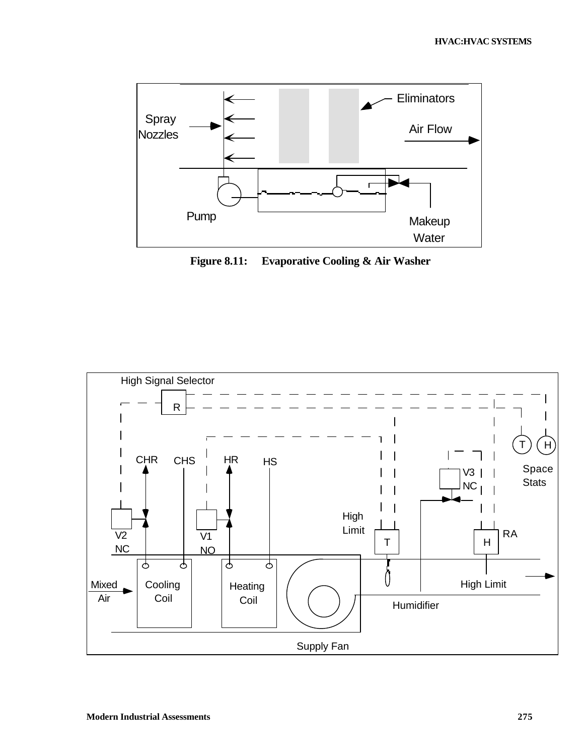**Figure 8.11: Evaporative Cooling & Air Washer**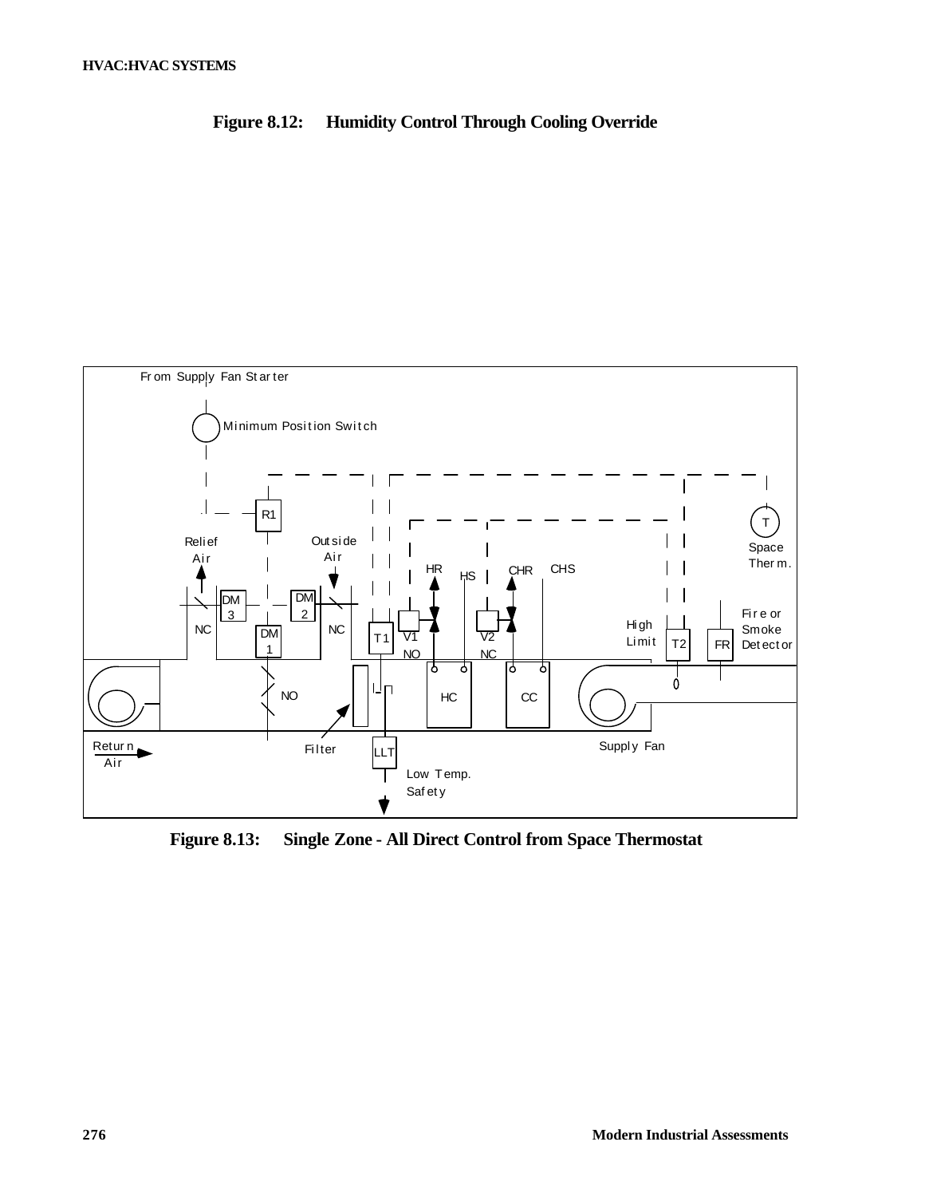**Figure 8.12: Humidity Control Through Cooling Override**

**Figure 8.13: Single Zone - All Direct Control from Space Thermostat**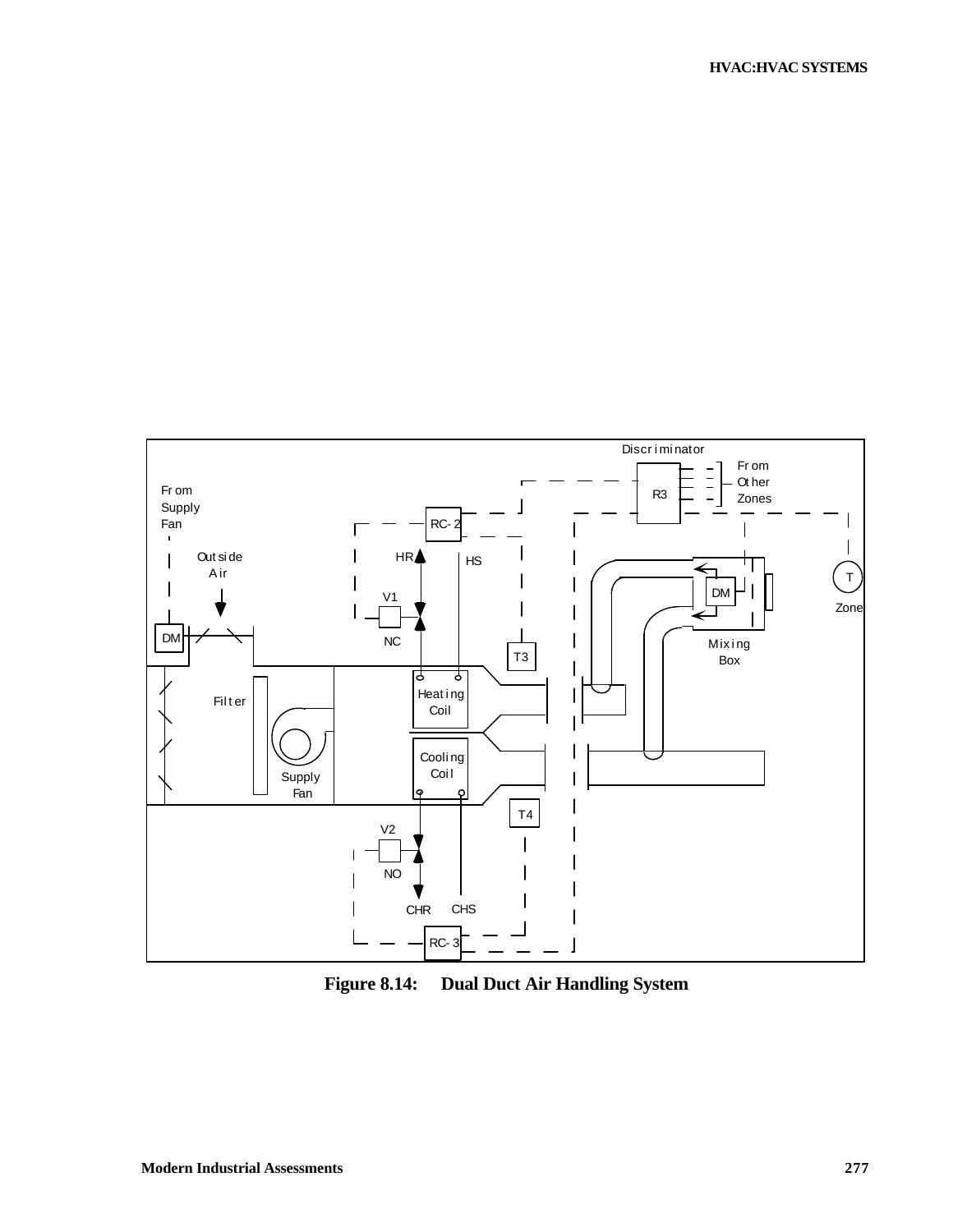Figure 8.14: Dual Duct Air Handling System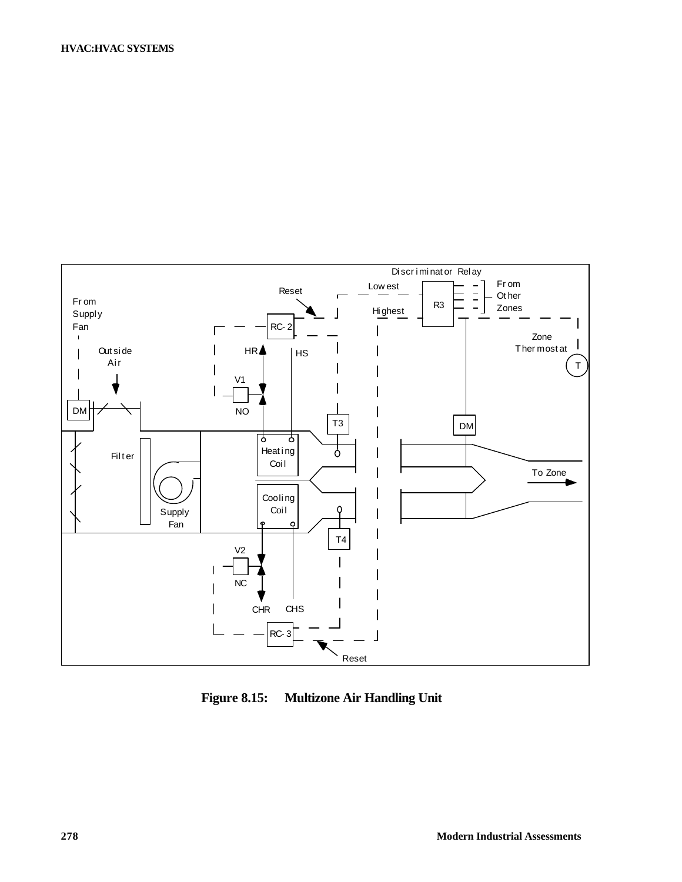Figure 8.15: Multizone Air Handling Unit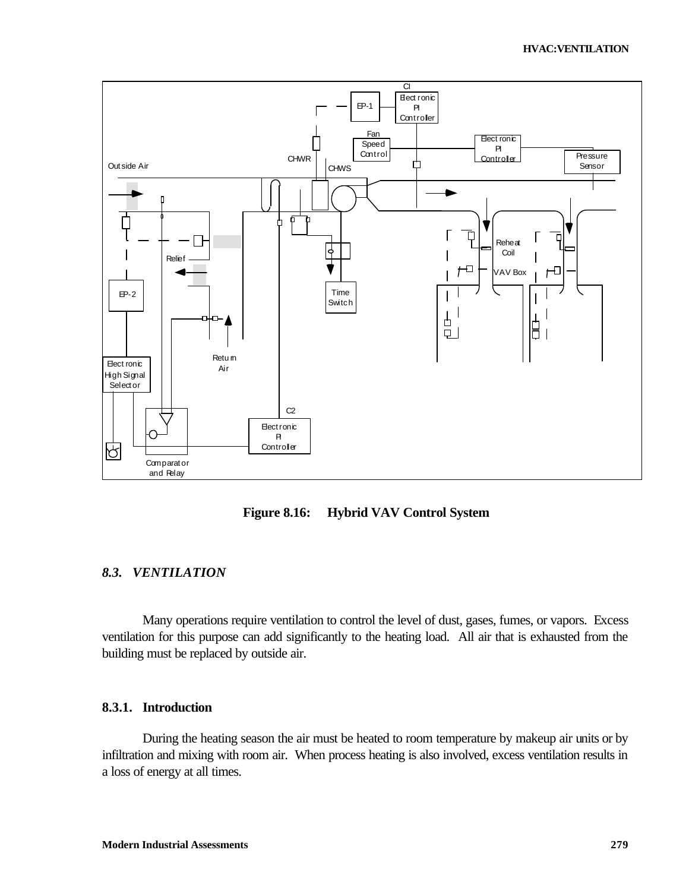Figure 8.16: Hybrid VAV Control System

### *8.3. VENTILATION*

Many operations require ventilation to control the level of dust, gases, fumes, or vapors. Excess ventilation for this purpose can add significantly to the heating load. All air that is exhausted from the building must be replaced by outside air.

#### 8.3.1. Introduction

During the heating season the air must be heated to room temperature by makeup air units or by infiltration and mixing with room air. When process heating is also involved, excess ventilation results in a loss of energy at all times.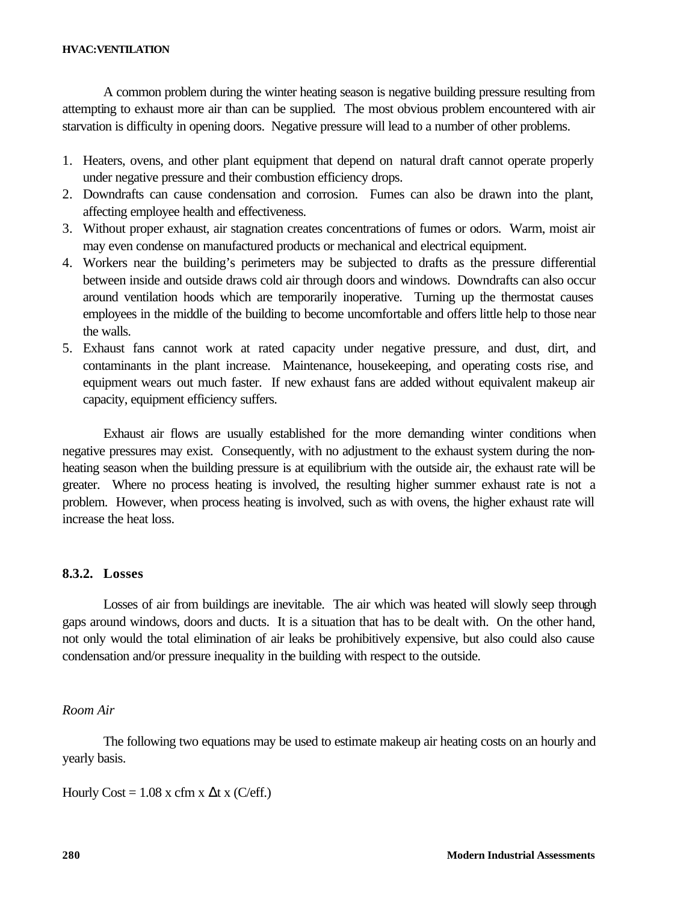A common problem during the winter heating season is negative building pressure resulting from attempting to exhaust more air than can be supplied. The most obvious problem encountered with air starvation is difficulty in opening doors. Negative pressure will lead to a number of other problems.

1. Heaters, ovens, and other plant equipment that depend on natural draft cannot operate properly under negative pressure and their combustion efficiency drops.
2. Downdrafts can cause condensation and corrosion. Fumes can also be drawn into the plant, affecting employee health and effectiveness.
3. Without proper exhaust, air stagnation creates concentrations of fumes or odors. Warm, moist air may even condense on manufactured products or mechanical and electrical equipment.
4. Workers near the building's perimeters may be subjected to drafts as the pressure differential between inside and outside draws cold air through doors and windows. Downdrafts can also occur around ventilation hoods which are temporarily inoperative. Turning up the thermostat causes employees in the middle of the building to become uncomfortable and offers little help to those near the walls.
5. Exhaust fans cannot work at rated capacity under negative pressure, and dust, dirt, and contaminants in the plant increase. Maintenance, housekeeping, and operating costs rise, and equipment wears out much faster. If new exhaust fans are added without equivalent makeup air capacity, equipment efficiency suffers.

Exhaust air flows are usually established for the more demanding winter conditions when negative pressures may exist. Consequently, with no adjustment to the exhaust system during the non-heating season when the building pressure is at equilibrium with the outside air, the exhaust rate will be greater. Where no process heating is involved, the resulting higher summer exhaust rate is not a problem. However, when process heating is involved, such as with ovens, the higher exhaust rate will increase the heat loss.

### 8.3.2. Losses

Losses of air from buildings are inevitable. The air which was heated will slowly seep through gaps around windows, doors and ducts. It is a situation that has to be dealt with. On the other hand, not only would the total elimination of air leaks be prohibitively expensive, but also could also cause condensation and/or pressure inequality in the building with respect to the outside.

*Room Air*

The following two equations may be used to estimate makeup air heating costs on an hourly and yearly basis.

$$\text{Hourly Cost} = 1.08 \times \text{cfm} \times \Delta t \times (C/\text{eff.})$$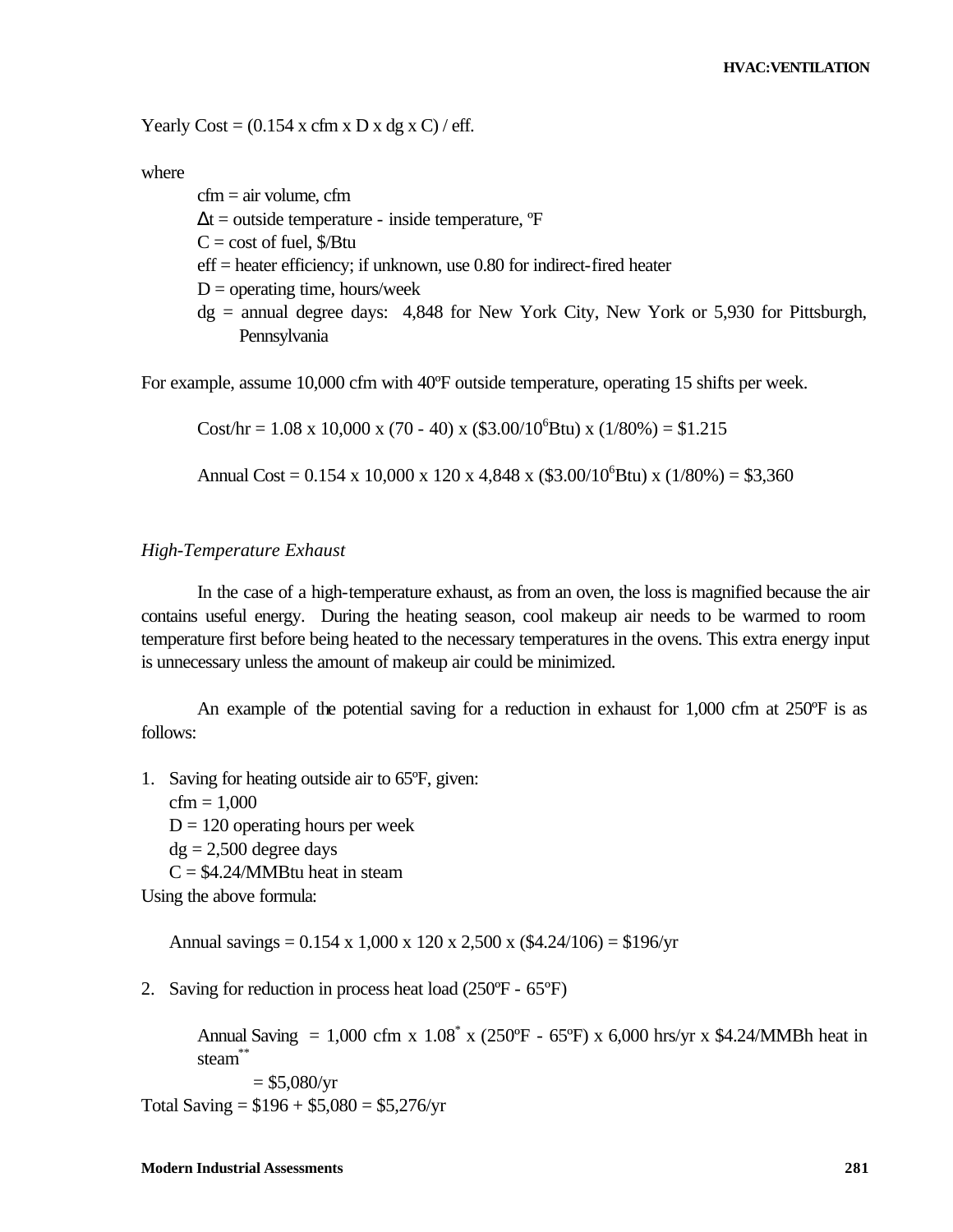Yearly Cost = (0.154 x cfm x D x dg x C) / eff.

where

cfm = air volume, cfm
$\Delta$t = outside temperature - inside temperature, ºF
C = cost of fuel, \$/Btu
eff = heater efficiency; if unknown, use 0.80 for indirect-fired heater
D = operating time, hours/week
dg = annual degree days: 4,848 for New York City, New York or 5,930 for Pittsburgh, Pennsylvania

For example, assume 10,000 cfm with 40ºF outside temperature, operating 15 shifts per week.

Cost/hr = 1.08 x 10,000 x (70 - 40) x (\$3.00/$10^6$Btu) x (1/80%) = \$1.215

Annual Cost = 0.154 x 10,000 x 120 x 4,848 x (\$3.00/$10^6$Btu) x (1/80%) = \$3,360

### *High-Temperature Exhaust*

In the case of a high-temperature exhaust, as from an oven, the loss is magnified because the air contains useful energy. During the heating season, cool makeup air needs to be warmed to room temperature first before being heated to the necessary temperatures in the ovens. This extra energy input is unnecessary unless the amount of makeup air could be minimized.

An example of the potential saving for a reduction in exhaust for 1,000 cfm at 250ºF is as follows:

1. Saving for heating outside air to 65ºF, given:
   cfm = 1,000
   D = 120 operating hours per week
   dg = 2,500 degree days
   C = \$4.24/MMBtu heat in steam

Using the above formula:

Annual savings = 0.154 x 1,000 x 120 x 2,500 x (\$4.24/106) = \$196/yr

2. Saving for reduction in process heat load (250ºF - 65ºF)

Annual Saving = 1,000 cfm x 1.08* x (250ºF - 65ºF) x 6,000 hrs/yr x \$4.24/MMBh heat in steam**
= \$5,080/yr

Total Saving = \$196 + \$5,080 = \$5,276/yr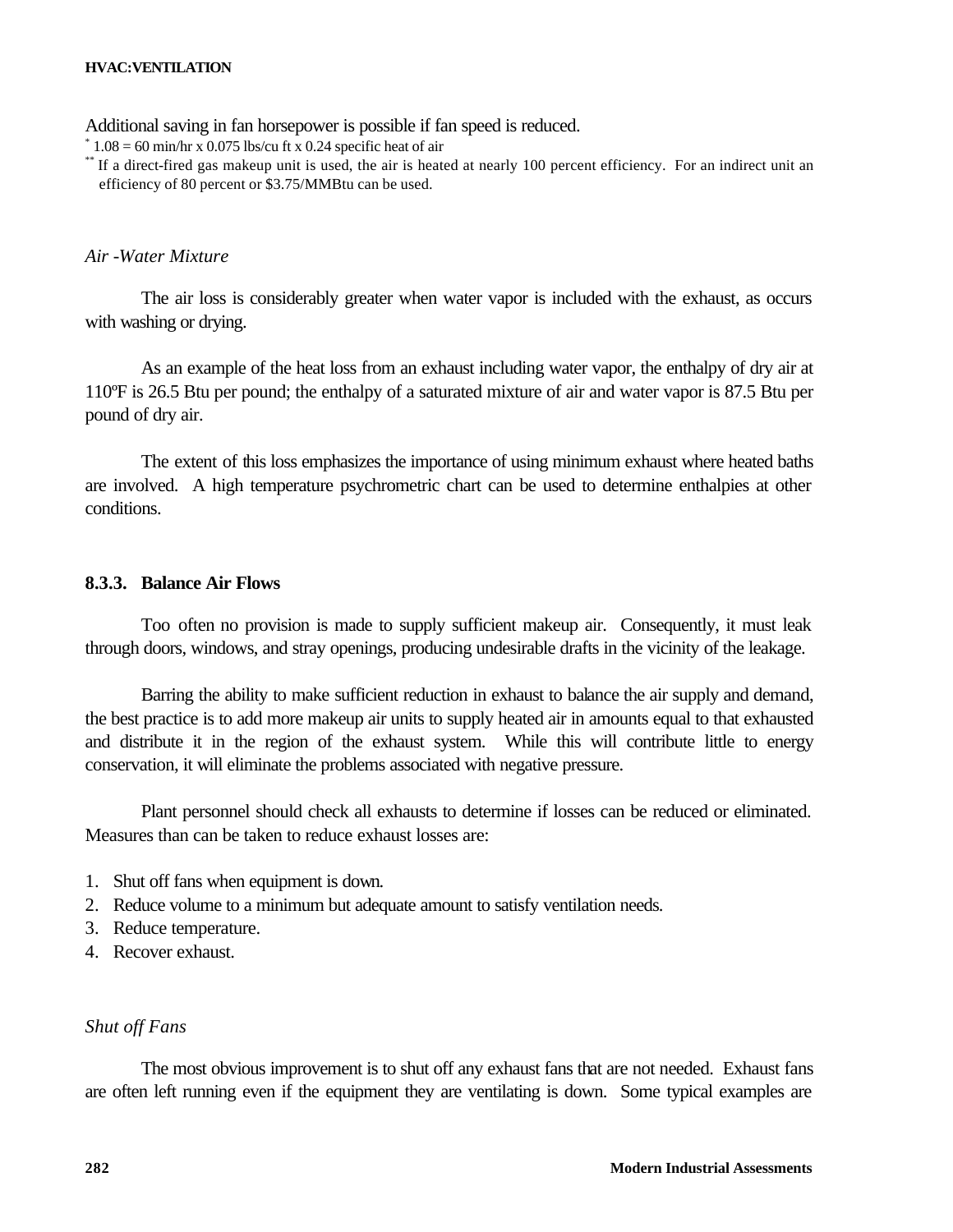Additional saving in fan horsepower is possible if fan speed is reduced.

* 1.08 = 60 min/hr x 0.075 lbs/cu ft x 0.24 specific heat of air

** If a direct-fired gas makeup unit is used, the air is heated at nearly 100 percent efficiency. For an indirect unit an efficiency of 80 percent or $3.75/MMBtu can be used.

*Air -Water Mixture*

The air loss is considerably greater when water vapor is included with the exhaust, as occurs with washing or drying.

As an example of the heat loss from an exhaust including water vapor, the enthalpy of dry air at 110ºF is 26.5 Btu per pound; the enthalpy of a saturated mixture of air and water vapor is 87.5 Btu per pound of dry air.

The extent of this loss emphasizes the importance of using minimum exhaust where heated baths are involved. A high temperature psychrometric chart can be used to determine enthalpies at other conditions.

### 8.3.3. Balance Air Flows

Too often no provision is made to supply sufficient makeup air. Consequently, it must leak through doors, windows, and stray openings, producing undesirable drafts in the vicinity of the leakage.

Barring the ability to make sufficient reduction in exhaust to balance the air supply and demand, the best practice is to add more makeup air units to supply heated air in amounts equal to that exhausted and distribute it in the region of the exhaust system. While this will contribute little to energy conservation, it will eliminate the problems associated with negative pressure.

Plant personnel should check all exhausts to determine if losses can be reduced or eliminated. Measures than can be taken to reduce exhaust losses are:

1. Shut off fans when equipment is down.
2. Reduce volume to a minimum but adequate amount to satisfy ventilation needs.
3. Reduce temperature.
4. Recover exhaust.

*Shut off Fans*

The most obvious improvement is to shut off any exhaust fans that are not needed. Exhaust fans are often left running even if the equipment they are ventilating is down. Some typical examples are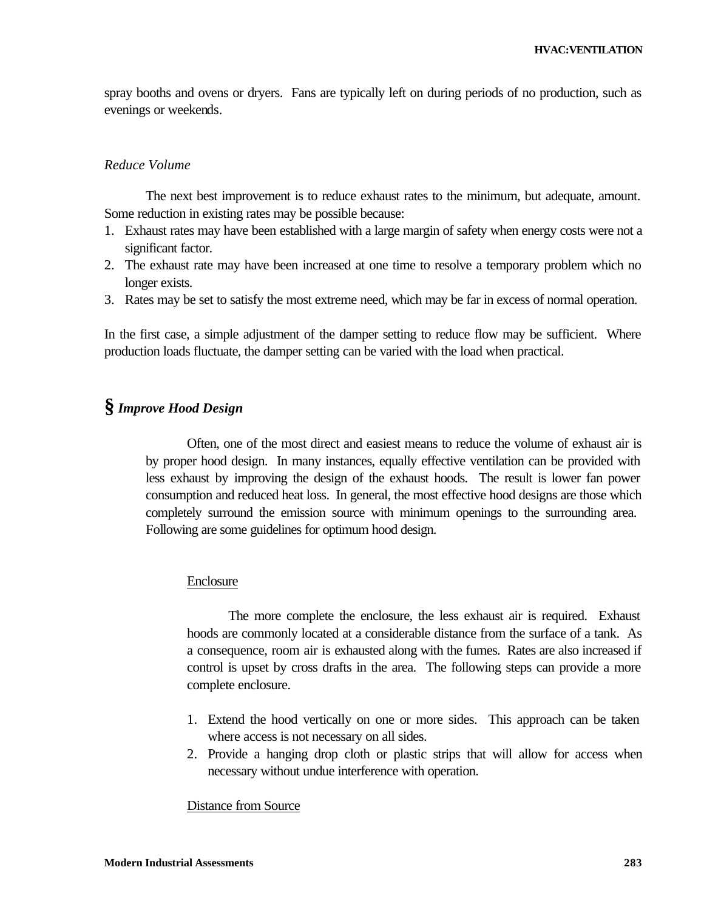spray booths and ovens or dryers. Fans are typically left on during periods of no production, such as evenings or weekends.

*Reduce Volume*

The next best improvement is to reduce exhaust rates to the minimum, but adequate, amount. Some reduction in existing rates may be possible because:

1. Exhaust rates may have been established with a large margin of safety when energy costs were not a significant factor.
2. The exhaust rate may have been increased at one time to resolve a temporary problem which no longer exists.
3. Rates may be set to satisfy the most extreme need, which may be far in excess of normal operation.

In the first case, a simple adjustment of the damper setting to reduce flow may be sufficient. Where production loads fluctuate, the damper setting can be varied with the load when practical.

## § *Improve Hood Design*

Often, one of the most direct and easiest means to reduce the volume of exhaust air is by proper hood design. In many instances, equally effective ventilation can be provided with less exhaust by improving the design of the exhaust hoods. The result is lower fan power consumption and reduced heat loss. In general, the most effective hood designs are those which completely surround the emission source with minimum openings to the surrounding area. Following are some guidelines for optimum hood design.

### Enclosure

The more complete the enclosure, the less exhaust air is required. Exhaust hoods are commonly located at a considerable distance from the surface of a tank. As a consequence, room air is exhausted along with the fumes. Rates are also increased if control is upset by cross drafts in the area. The following steps can provide a more complete enclosure.

1. Extend the hood vertically on one or more sides. This approach can be taken where access is not necessary on all sides.
2. Provide a hanging drop cloth or plastic strips that will allow for access when necessary without undue interference with operation.

### Distance from Source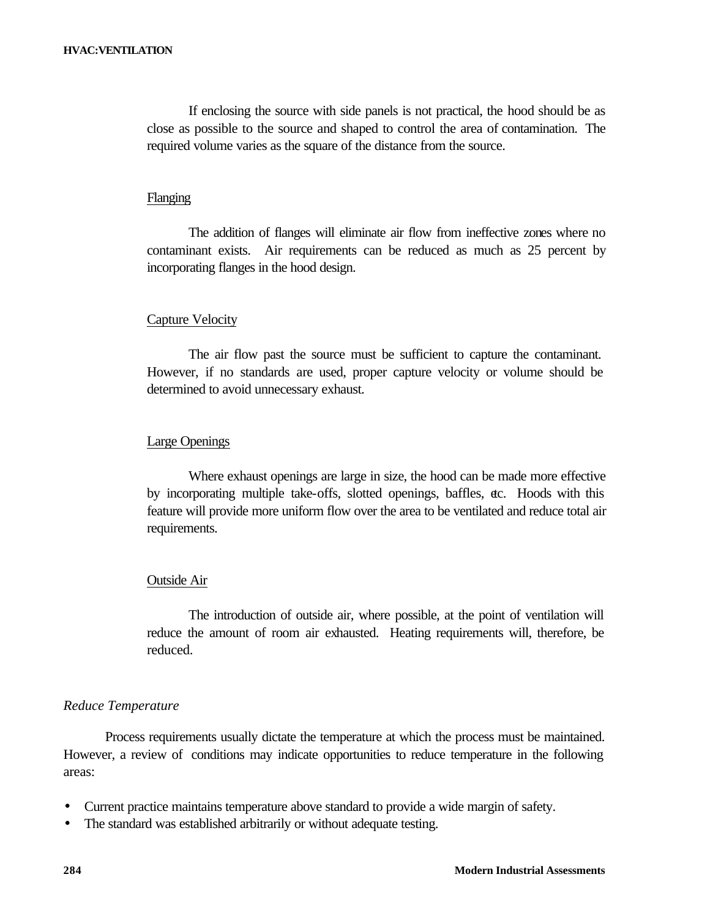If enclosing the source with side panels is not practical, the hood should be as close as possible to the source and shaped to control the area of contamination. The required volume varies as the square of the distance from the source.

Flanging

The addition of flanges will eliminate air flow from ineffective zones where no contaminant exists. Air requirements can be reduced as much as 25 percent by incorporating flanges in the hood design.

Capture Velocity

The air flow past the source must be sufficient to capture the contaminant. However, if no standards are used, proper capture velocity or volume should be determined to avoid unnecessary exhaust.

Large Openings

Where exhaust openings are large in size, the hood can be made more effective by incorporating multiple take-offs, slotted openings, baffles, etc. Hoods with this feature will provide more uniform flow over the area to be ventilated and reduce total air requirements.

Outside Air

The introduction of outside air, where possible, at the point of ventilation will reduce the amount of room air exhausted. Heating requirements will, therefore, be reduced.

### *Reduce Temperature*

Process requirements usually dictate the temperature at which the process must be maintained. However, a review of conditions may indicate opportunities to reduce temperature in the following areas:

- Current practice maintains temperature above standard to provide a wide margin of safety.
- The standard was established arbitrarily or without adequate testing.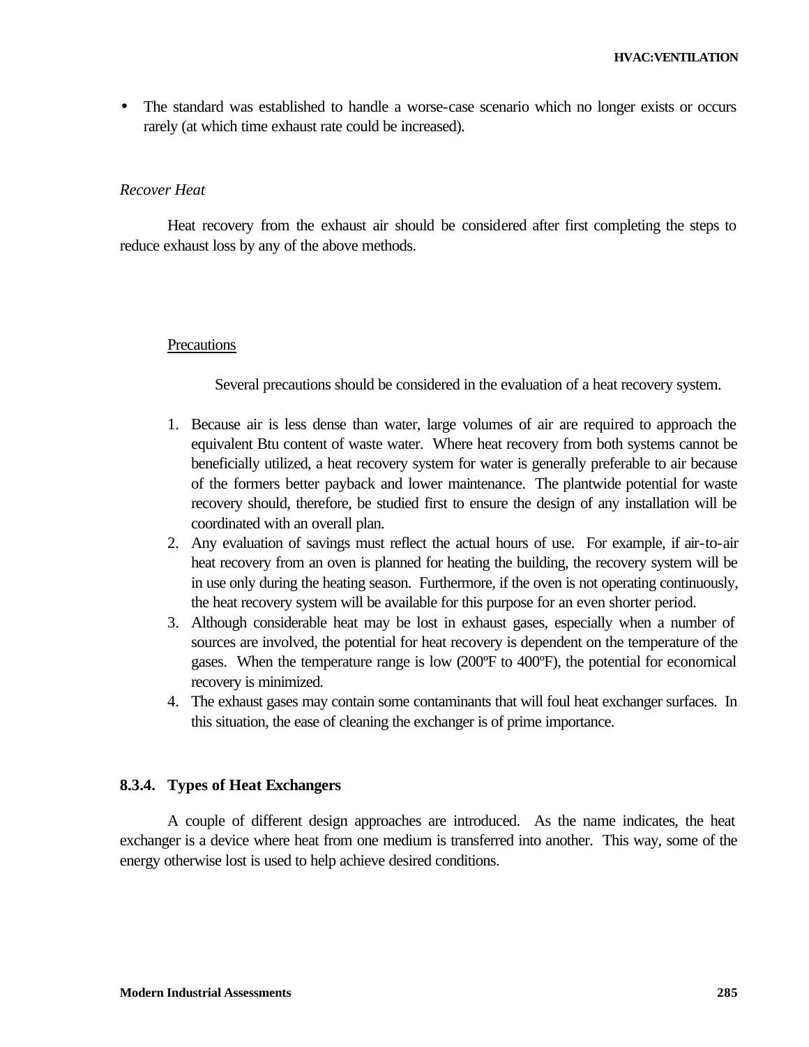- The standard was established to handle a worse-case scenario which no longer exists or occurs rarely (at which time exhaust rate could be increased).

*Recover Heat*

Heat recovery from the exhaust air should be considered after first completing the steps to reduce exhaust loss by any of the above methods.

Precautions

Several precautions should be considered in the evaluation of a heat recovery system.

1. Because air is less dense than water, large volumes of air are required to approach the equivalent Btu content of waste water. Where heat recovery from both systems cannot be beneficially utilized, a heat recovery system for water is generally preferable to air because of the formers better payback and lower maintenance. The plantwide potential for waste recovery should, therefore, be studied first to ensure the design of any installation will be coordinated with an overall plan.
2. Any evaluation of savings must reflect the actual hours of use. For example, if air-to-air heat recovery from an oven is planned for heating the building, the recovery system will be in use only during the heating season. Furthermore, if the oven is not operating continuously, the heat recovery system will be available for this purpose for an even shorter period.
3. Although considerable heat may be lost in exhaust gases, especially when a number of sources are involved, the potential for heat recovery is dependent on the temperature of the gases. When the temperature range is low (200ºF to 400ºF), the potential for economical recovery is minimized.
4. The exhaust gases may contain some contaminants that will foul heat exchanger surfaces. In this situation, the ease of cleaning the exchanger is of prime importance.

### 8.3.4. Types of Heat Exchangers

A couple of different design approaches are introduced. As the name indicates, the heat exchanger is a device where heat from one medium is transferred into another. This way, some of the energy otherwise lost is used to help achieve desired conditions.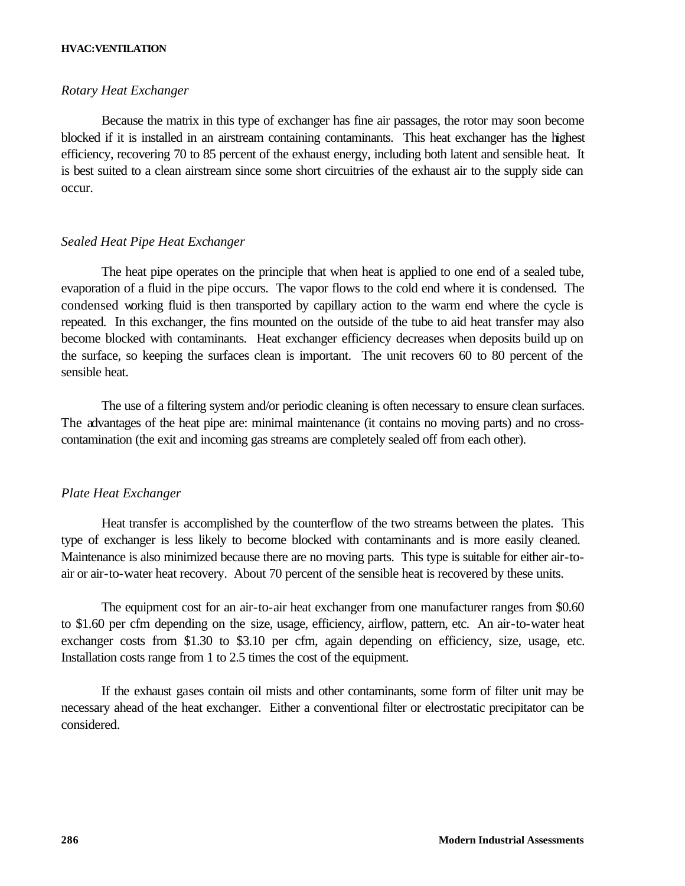*Rotary Heat Exchanger*

Because the matrix in this type of exchanger has fine air passages, the rotor may soon become blocked if it is installed in an airstream containing contaminants. This heat exchanger has the highest efficiency, recovering 70 to 85 percent of the exhaust energy, including both latent and sensible heat. It is best suited to a clean airstream since some short circuitries of the exhaust air to the supply side can occur.

*Sealed Heat Pipe Heat Exchanger*

The heat pipe operates on the principle that when heat is applied to one end of a sealed tube, evaporation of a fluid in the pipe occurs. The vapor flows to the cold end where it is condensed. The condensed working fluid is then transported by capillary action to the warm end where the cycle is repeated. In this exchanger, the fins mounted on the outside of the tube to aid heat transfer may also become blocked with contaminants. Heat exchanger efficiency decreases when deposits build up on the surface, so keeping the surfaces clean is important. The unit recovers 60 to 80 percent of the sensible heat.

The use of a filtering system and/or periodic cleaning is often necessary to ensure clean surfaces. The advantages of the heat pipe are: minimal maintenance (it contains no moving parts) and no cross-contamination (the exit and incoming gas streams are completely sealed off from each other).

*Plate Heat Exchanger*

Heat transfer is accomplished by the counterflow of the two streams between the plates. This type of exchanger is less likely to become blocked with contaminants and is more easily cleaned. Maintenance is also minimized because there are no moving parts. This type is suitable for either air-to-air or air-to-water heat recovery. About 70 percent of the sensible heat is recovered by these units.

The equipment cost for an air-to-air heat exchanger from one manufacturer ranges from $0.60 to $1.60 per cfm depending on the size, usage, efficiency, airflow, pattern, etc. An air-to-water heat exchanger costs from $1.30 to $3.10 per cfm, again depending on efficiency, size, usage, etc. Installation costs range from 1 to 2.5 times the cost of the equipment.

If the exhaust gases contain oil mists and other contaminants, some form of filter unit may be necessary ahead of the heat exchanger. Either a conventional filter or electrostatic precipitator can be considered.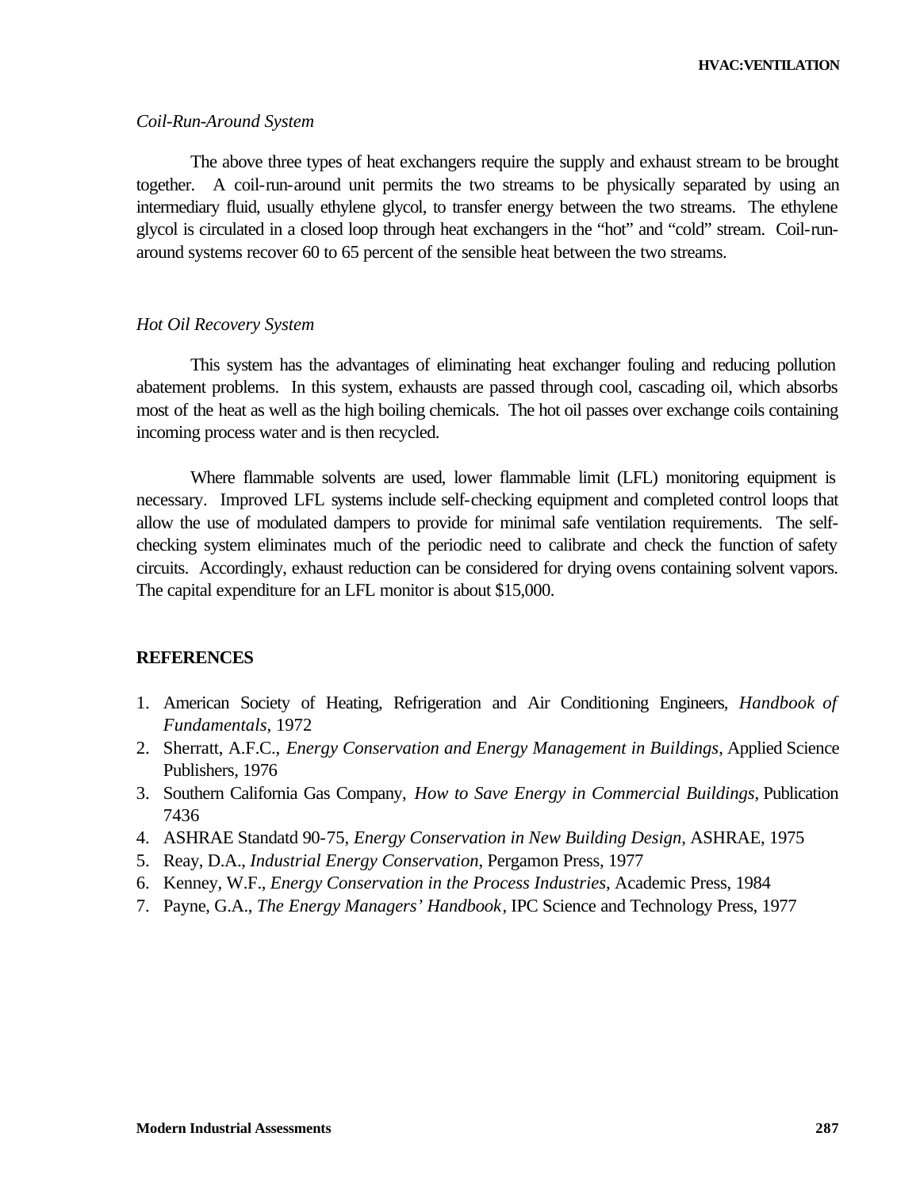*Coil-Run-Around System*

The above three types of heat exchangers require the supply and exhaust stream to be brought together. A coil-run-around unit permits the two streams to be physically separated by using an intermediary fluid, usually ethylene glycol, to transfer energy between the two streams. The ethylene glycol is circulated in a closed loop through heat exchangers in the “hot” and “cold” stream. Coil-run-around systems recover 60 to 65 percent of the sensible heat between the two streams.

*Hot Oil Recovery System*

This system has the advantages of eliminating heat exchanger fouling and reducing pollution abatement problems. In this system, exhausts are passed through cool, cascading oil, which absorbs most of the heat as well as the high boiling chemicals. The hot oil passes over exchange coils containing incoming process water and is then recycled.

Where flammable solvents are used, lower flammable limit (LFL) monitoring equipment is necessary. Improved LFL systems include self-checking equipment and completed control loops that allow the use of modulated dampers to provide for minimal safe ventilation requirements. The self-checking system eliminates much of the periodic need to calibrate and check the function of safety circuits. Accordingly, exhaust reduction can be considered for drying ovens containing solvent vapors. The capital expenditure for an LFL monitor is about $15,000.

## REFERENCES

1. American Society of Heating, Refrigeration and Air Conditioning Engineers, *Handbook of Fundamentals*, 1972
2. Sherratt, A.F.C., *Energy Conservation and Energy Management in Buildings*, Applied Science Publishers, 1976
3. Southern California Gas Company, *How to Save Energy in Commercial Buildings*, Publication 7436
4. ASHRAE Standatd 90-75, *Energy Conservation in New Building Design*, ASHRAE, 1975
5. Reay, D.A., *Industrial Energy Conservation*, Pergamon Press, 1977
6. Kenney, W.F., *Energy Conservation in the Process Industries*, Academic Press, 1984
7. Payne, G.A., *The Energy Managers’ Handbook*, IPC Science and Technology Press, 1977